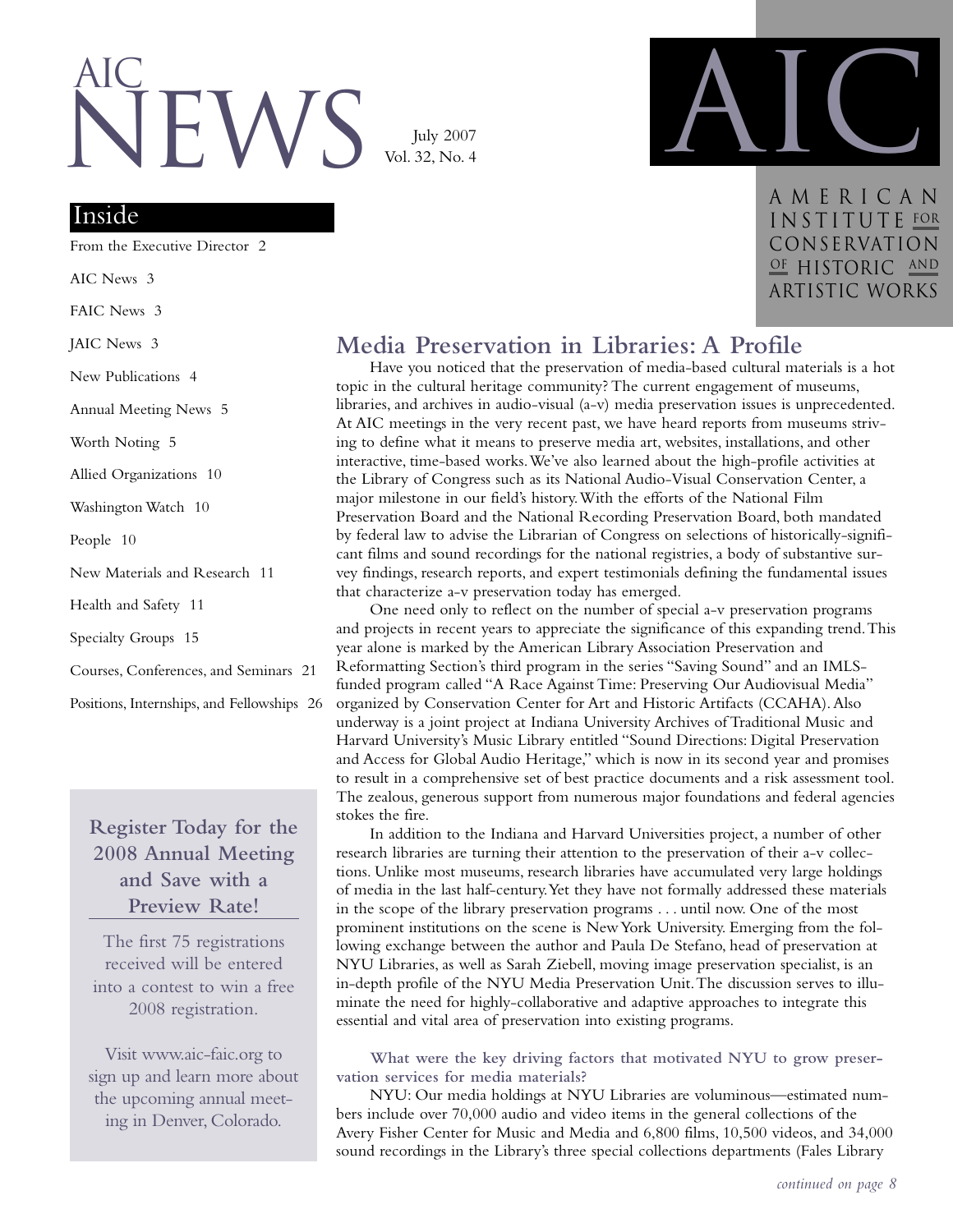# AIC NEWS

July 2007
Vol. 32, No. 4

AIC

AMERICAN INSTITUTE FOR CONSERVATION OF HISTORIC AND ARTISTIC WORKS

## Inside

From the Executive Director 2

AIC News 3

FAIC News 3

JAIC News 3

New Publications 4

Annual Meeting News 5

Worth Noting 5

Allied Organizations 10

Washington Watch 10

People 10

New Materials and Research 11

Health and Safety 11

Specialty Groups 15

Courses, Conferences, and Seminars 21

Positions, Internships, and Fellowships 26

**Register Today for the 2008 Annual Meeting and Save with a Preview Rate!**

The first 75 registrations received will be entered into a contest to win a free 2008 registration.

Visit www.aic-faic.org to sign up and learn more about the upcoming annual meeting in Denver, Colorado.

## Media Preservation in Libraries: A Profile

Have you noticed that the preservation of media-based cultural materials is a hot topic in the cultural heritage community? The current engagement of museums, libraries, and archives in audio-visual (a-v) media preservation issues is unprecedented. At AIC meetings in the very recent past, we have heard reports from museums striving to define what it means to preserve media art, websites, installations, and other interactive, time-based works. We've also learned about the high-profile activities at the Library of Congress such as its National Audio-Visual Conservation Center, a major milestone in our field's history. With the efforts of the National Film Preservation Board and the National Recording Preservation Board, both mandated by federal law to advise the Librarian of Congress on selections of historically-significant films and sound recordings for the national registries, a body of substantive survey findings, research reports, and expert testimonials defining the fundamental issues that characterize a-v preservation today has emerged.

One need only to reflect on the number of special a-v preservation programs and projects in recent years to appreciate the significance of this expanding trend. This year alone is marked by the American Library Association Preservation and Reformatting Section's third program in the series "Saving Sound" and an IMLS-funded program called "A Race Against Time: Preserving Our Audiovisual Media" organized by Conservation Center for Art and Historic Artifacts (CCAHA). Also underway is a joint project at Indiana University Archives of Traditional Music and Harvard University's Music Library entitled "Sound Directions: Digital Preservation and Access for Global Audio Heritage," which is now in its second year and promises to result in a comprehensive set of best practice documents and a risk assessment tool. The zealous, generous support from numerous major foundations and federal agencies stokes the fire.

In addition to the Indiana and Harvard Universities project, a number of other research libraries are turning their attention to the preservation of their a-v collections. Unlike most museums, research libraries have accumulated very large holdings of media in the last half-century. Yet they have not formally addressed these materials in the scope of the library preservation programs . . . until now. One of the most prominent institutions on the scene is New York University. Emerging from the following exchange between the author and Paula De Stefano, head of preservation at NYU Libraries, as well as Sarah Ziebell, moving image preservation specialist, is an in-depth profile of the NYU Media Preservation Unit. The discussion serves to illuminate the need for highly-collaborative and adaptive approaches to integrate this essential and vital area of preservation into existing programs.

**What were the key driving factors that motivated NYU to grow preservation services for media materials?**

NYU: Our media holdings at NYU Libraries are voluminous—estimated numbers include over 70,000 audio and video items in the general collections of the Avery Fisher Center for Music and Media and 6,800 films, 10,500 videos, and 34,000 sound recordings in the Library's three special collections departments (Fales Library

*continued on page 8*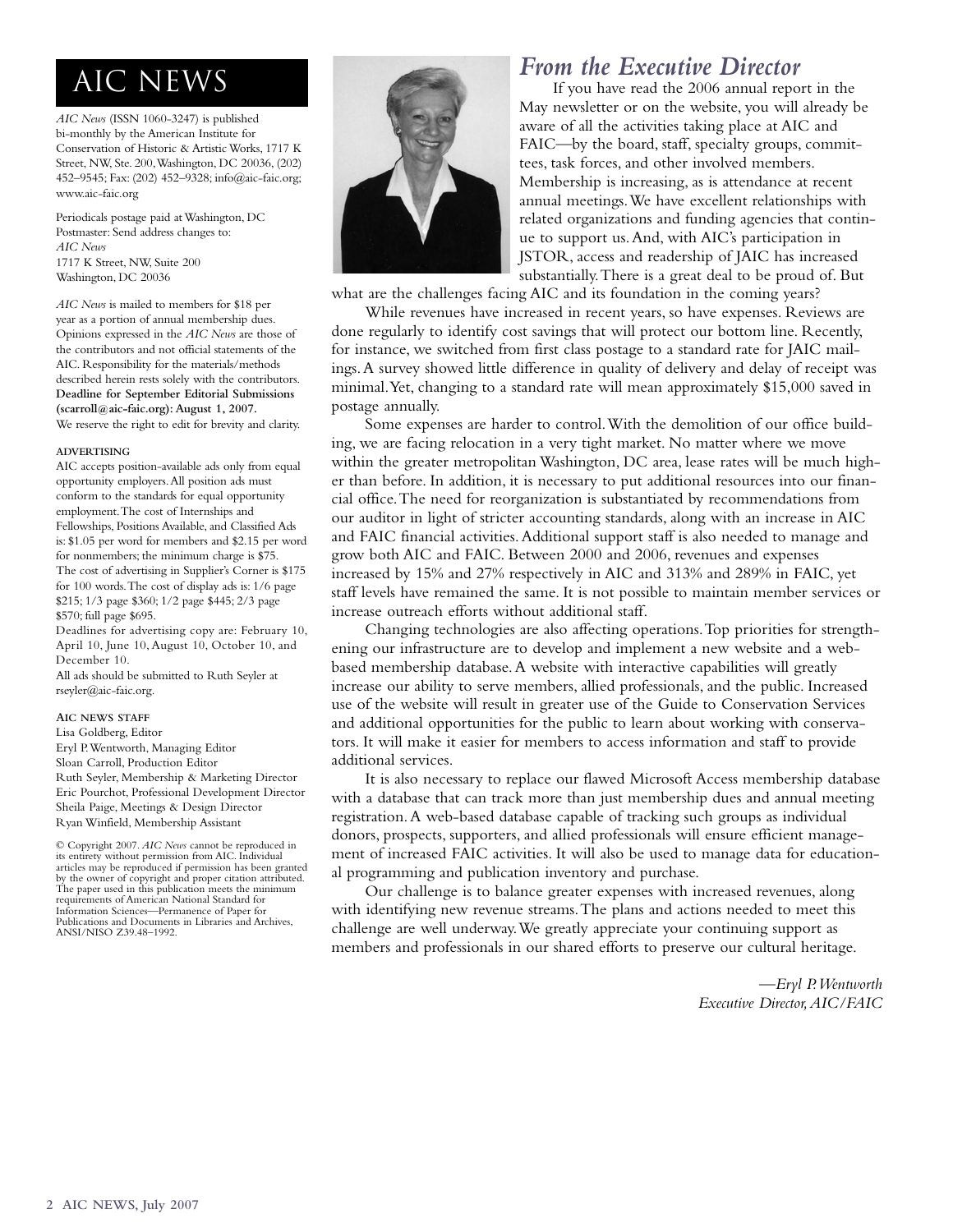# AIC NEWS

*AIC News* (ISSN 1060-3247) is published bi-monthly by the American Institute for Conservation of Historic & Artistic Works, 1717 K Street, NW, Ste. 200, Washington, DC 20036, (202) 452–9545; Fax: (202) 452–9328; info@aic-faic.org; www.aic-faic.org

Periodicals postage paid at Washington, DC
Postmaster: Send address changes to:
*AIC News*
1717 K Street, NW, Suite 200
Washington, DC 20036

*AIC News* is mailed to members for $18 per year as a portion of annual membership dues. Opinions expressed in the *AIC News* are those of the contributors and not official statements of the AIC. Responsibility for the materials/methods described herein rests solely with the contributors. **Deadline for September Editorial Submissions (scarroll@aic-faic.org): August 1, 2007.** We reserve the right to edit for brevity and clarity.

**ADVERTISING**

AIC accepts position-available ads only from equal opportunity employers. All position ads must conform to the standards for equal opportunity employment. The cost of Internships and Fellowships, Positions Available, and Classified Ads is: $1.05 per word for members and $2.15 per word for nonmembers; the minimum charge is $75. The cost of advertising in Supplier's Corner is $175 for 100 words. The cost of display ads is: 1/6 page $215; 1/3 page $360; 1/2 page $445; 2/3 page $570; full page $695.

Deadlines for advertising copy are: February 10, April 10, June 10, August 10, October 10, and December 10.

All ads should be submitted to Ruth Seyler at rseyler@aic-faic.org.

**AIC NEWS STAFF**

Lisa Goldberg, Editor
Eryl P. Wentworth, Managing Editor
Sloan Carroll, Production Editor
Ruth Seyler, Membership & Marketing Director
Eric Pourchot, Professional Development Director
Sheila Paige, Meetings & Design Director
Ryan Winfield, Membership Assistant

© Copyright 2007. *AIC News* cannot be reproduced in its entirety without permission from AIC. Individual articles may be reproduced if permission has been granted by the owner of copyright and proper citation attributed. The paper used in this publication meets the minimum requirements of American National Standard for Information Sciences—Permanence of Paper for Publications and Documents in Libraries and Archives, ANSI/NISO Z39.48–1992.

## *From the Executive Director*

If you have read the 2006 annual report in the May newsletter or on the website, you will already be aware of all the activities taking place at AIC and FAIC—by the board, staff, specialty groups, committees, task forces, and other involved members. Membership is increasing, as is attendance at recent annual meetings. We have excellent relationships with related organizations and funding agencies that continue to support us. And, with AIC's participation in JSTOR, access and readership of JAIC has increased substantially. There is a great deal to be proud of. But what are the challenges facing AIC and its foundation in the coming years?

While revenues have increased in recent years, so have expenses. Reviews are done regularly to identify cost savings that will protect our bottom line. Recently, for instance, we switched from first class postage to a standard rate for JAIC mailings. A survey showed little difference in quality of delivery and delay of receipt was minimal. Yet, changing to a standard rate will mean approximately $15,000 saved in postage annually.

Some expenses are harder to control. With the demolition of our office building, we are facing relocation in a very tight market. No matter where we move within the greater metropolitan Washington, DC area, lease rates will be much higher than before. In addition, it is necessary to put additional resources into our financial office. The need for reorganization is substantiated by recommendations from our auditor in light of stricter accounting standards, along with an increase in AIC and FAIC financial activities. Additional support staff is also needed to manage and grow both AIC and FAIC. Between 2000 and 2006, revenues and expenses increased by 15% and 27% respectively in AIC and 313% and 289% in FAIC, yet staff levels have remained the same. It is not possible to maintain member services or increase outreach efforts without additional staff.

Changing technologies are also affecting operations. Top priorities for strengthening our infrastructure are to develop and implement a new website and a web-based membership database. A website with interactive capabilities will greatly increase our ability to serve members, allied professionals, and the public. Increased use of the website will result in greater use of the Guide to Conservation Services and additional opportunities for the public to learn about working with conservators. It will make it easier for members to access information and staff to provide additional services.

It is also necessary to replace our flawed Microsoft Access membership database with a database that can track more than just membership dues and annual meeting registration. A web-based database capable of tracking such groups as individual donors, prospects, supporters, and allied professionals will ensure efficient management of increased FAIC activities. It will also be used to manage data for educational programming and publication inventory and purchase.

Our challenge is to balance greater expenses with increased revenues, along with identifying new revenue streams. The plans and actions needed to meet this challenge are well underway. We greatly appreciate your continuing support as members and professionals in our shared efforts to preserve our cultural heritage.

*—Eryl P. Wentworth*
*Executive Director, AIC/FAIC*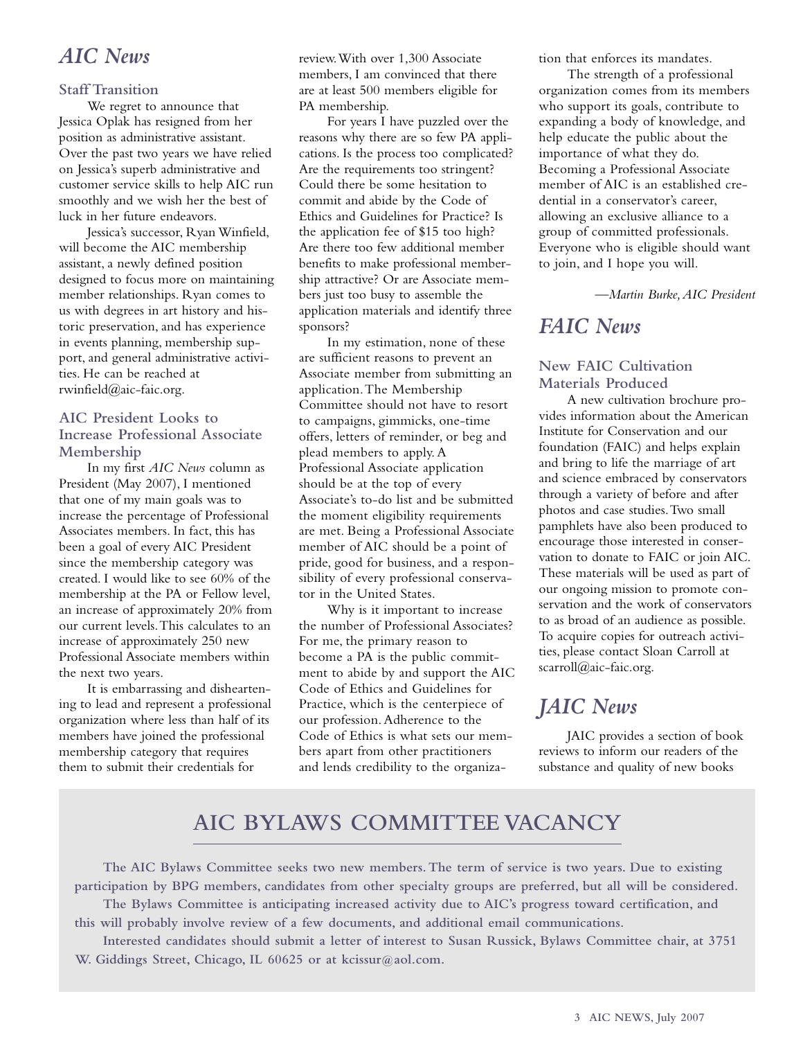# AIC News

### Staff Transition

We regret to announce that Jessica Oplak has resigned from her position as administrative assistant. Over the past two years we have relied on Jessica's superb administrative and customer service skills to help AIC run smoothly and we wish her the best of luck in her future endeavors.

Jessica's successor, Ryan Winfield, will become the AIC membership assistant, a newly defined position designed to focus more on maintaining member relationships. Ryan comes to us with degrees in art history and historic preservation, and has experience in events planning, membership support, and general administrative activities. He can be reached at rwinfield@aic-faic.org.

### AIC President Looks to Increase Professional Associate Membership

In my first *AIC News* column as President (May 2007), I mentioned that one of my main goals was to increase the percentage of Professional Associates members. In fact, this has been a goal of every AIC President since the membership category was created. I would like to see 60% of the membership at the PA or Fellow level, an increase of approximately 20% from our current levels. This calculates to an increase of approximately 250 new Professional Associate members within the next two years.

It is embarrassing and disheartening to lead and represent a professional organization where less than half of its members have joined the professional membership category that requires them to submit their credentials for review. With over 1,300 Associate members, I am convinced that there are at least 500 members eligible for PA membership.

For years I have puzzled over the reasons why there are so few PA applications. Is the process too complicated? Are the requirements too stringent? Could there be some hesitation to commit and abide by the Code of Ethics and Guidelines for Practice? Is the application fee of $15 too high? Are there too few additional member benefits to make professional membership attractive? Or are Associate members just too busy to assemble the application materials and identify three sponsors?

In my estimation, none of these are sufficient reasons to prevent an Associate member from submitting an application. The Membership Committee should not have to resort to campaigns, gimmicks, one-time offers, letters of reminder, or beg and plead members to apply. A Professional Associate application should be at the top of every Associate's to-do list and be submitted the moment eligibility requirements are met. Being a Professional Associate member of AIC should be a point of pride, good for business, and a responsibility of every professional conservator in the United States.

Why is it important to increase the number of Professional Associates? For me, the primary reason to become a PA is the public commitment to abide by and support the AIC Code of Ethics and Guidelines for Practice, which is the centerpiece of our profession. Adherence to the Code of Ethics is what sets our members apart from other practitioners and lends credibility to the organization that enforces its mandates.

The strength of a professional organization comes from its members who support its goals, contribute to expanding a body of knowledge, and help educate the public about the importance of what they do. Becoming a Professional Associate member of AIC is an established credential in a conservator's career, allowing an exclusive alliance to a group of committed professionals. Everyone who is eligible should want to join, and I hope you will.

*—Martin Burke, AIC President*

# FAIC News

### New FAIC Cultivation Materials Produced

A new cultivation brochure provides information about the American Institute for Conservation and our foundation (FAIC) and helps explain and bring to life the marriage of art and science embraced by conservators through a variety of before and after photos and case studies. Two small pamphlets have also been produced to encourage those interested in conservation to donate to FAIC or join AIC. These materials will be used as part of our ongoing mission to promote conservation and the work of conservators to as broad of an audience as possible. To acquire copies for outreach activities, please contact Sloan Carroll at scarroll@aic-faic.org.

# JAIC News

JAIC provides a section of book reviews to inform our readers of the substance and quality of new books

## AIC BYLAWS COMMITTEE VACANCY

**The AIC Bylaws Committee seeks two new members. The term of service is two years. Due to existing participation by BPG members, candidates from other specialty groups are preferred, but all will be considered.**

**The Bylaws Committee is anticipating increased activity due to AIC's progress toward certification, and this will probably involve review of a few documents, and additional email communications.**

**Interested candidates should submit a letter of interest to Susan Russick, Bylaws Committee chair, at 3751 W. Giddings Street, Chicago, IL 60625 or at kcissur@aol.com.**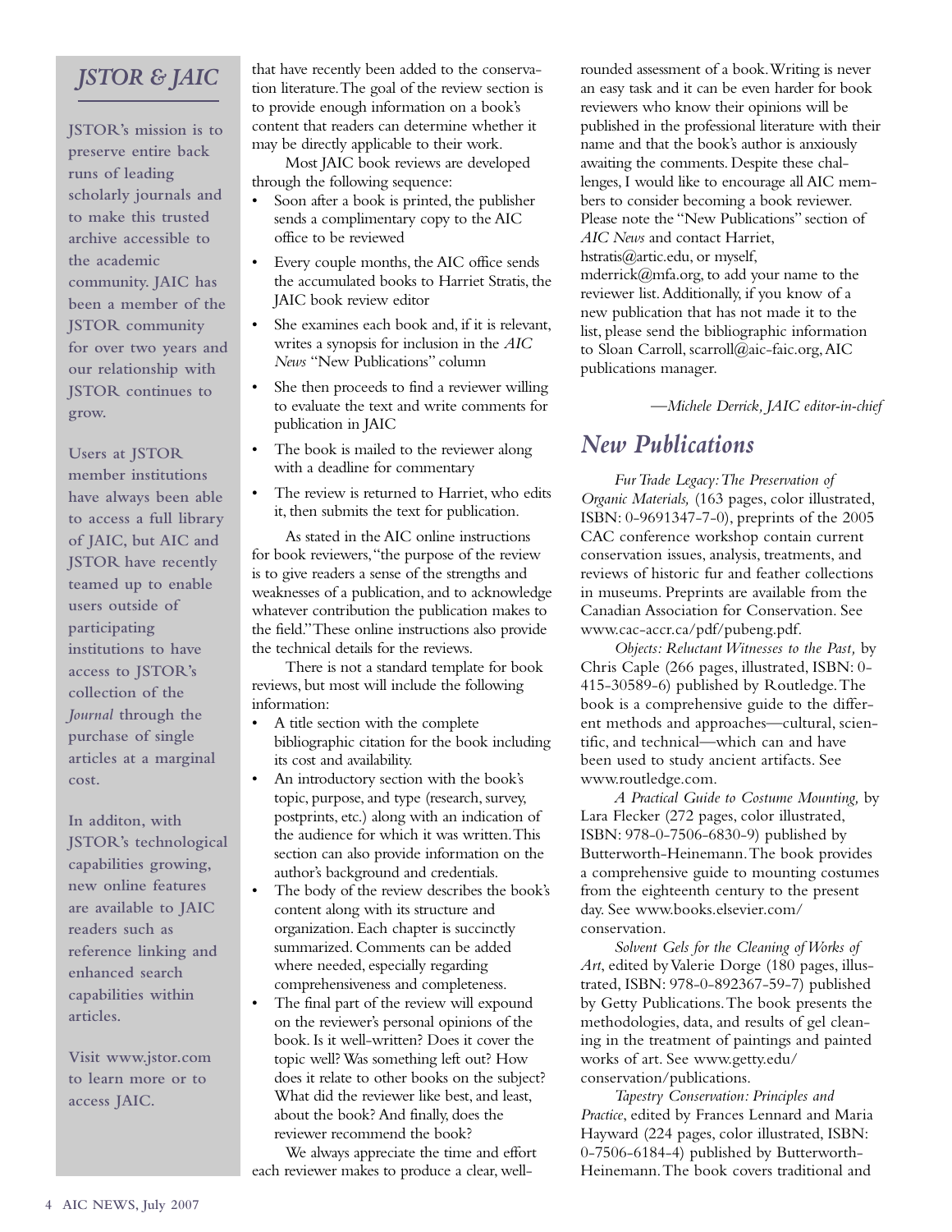## *JSTOR & JAIC*

**JSTOR's mission is to preserve entire back runs of leading scholarly journals and to make this trusted archive accessible to the academic community. JAIC has been a member of the JSTOR community for over two years and our relationship with JSTOR continues to grow.**

**Users at JSTOR member institutions have always been able to access a full library of JAIC, but AIC and JSTOR have recently teamed up to enable users outside of participating institutions to have access to JSTOR's collection of the *Journal* through the purchase of single articles at a marginal cost.**

**In additon, with JSTOR's technological capabilities growing, new online features are available to JAIC readers such as reference linking and enhanced search capabilities within articles.**

**Visit www.jstor.com to learn more or to access JAIC.**

that have recently been added to the conservation literature. The goal of the review section is to provide enough information on a book's content that readers can determine whether it may be directly applicable to their work.

Most JAIC book reviews are developed through the following sequence:

- Soon after a book is printed, the publisher sends a complimentary copy to the AIC office to be reviewed
- Every couple months, the AIC office sends the accumulated books to Harriet Stratis, the JAIC book review editor
- She examines each book and, if it is relevant, writes a synopsis for inclusion in the *AIC News* "New Publications" column
- She then proceeds to find a reviewer willing to evaluate the text and write comments for publication in JAIC
- The book is mailed to the reviewer along with a deadline for commentary
- The review is returned to Harriet, who edits it, then submits the text for publication.

As stated in the AIC online instructions for book reviewers, "the purpose of the review is to give readers a sense of the strengths and weaknesses of a publication, and to acknowledge whatever contribution the publication makes to the field." These online instructions also provide the technical details for the reviews.

There is not a standard template for book reviews, but most will include the following information:

- A title section with the complete bibliographic citation for the book including its cost and availability.
- An introductory section with the book's topic, purpose, and type (research, survey, postprints, etc.) along with an indication of the audience for which it was written. This section can also provide information on the author's background and credentials.
- The body of the review describes the book's content along with its structure and organization. Each chapter is succinctly summarized. Comments can be added where needed, especially regarding comprehensiveness and completeness.
- The final part of the review will expound on the reviewer's personal opinions of the book. Is it well-written? Does it cover the topic well? Was something left out? How does it relate to other books on the subject? What did the reviewer like best, and least, about the book? And finally, does the reviewer recommend the book?

We always appreciate the time and effort each reviewer makes to produce a clear, well-rounded assessment of a book. Writing is never an easy task and it can be even harder for book reviewers who know their opinions will be published in the professional literature with their name and that the book's author is anxiously awaiting the comments. Despite these challenges, I would like to encourage all AIC members to consider becoming a book reviewer. Please note the "New Publications" section of *AIC News* and contact Harriet, hstratis@artic.edu, or myself, mderrick@mfa.org, to add your name to the reviewer list. Additionally, if you know of a new publication that has not made it to the list, please send the bibliographic information to Sloan Carroll, scarroll@aic-faic.org, AIC publications manager.

*—Michele Derrick, JAIC editor-in-chief*

## *New Publications*

*Fur Trade Legacy: The Preservation of Organic Materials,* (163 pages, color illustrated, ISBN: 0-9691347-7-0), preprints of the 2005 CAC conference workshop contain current conservation issues, analysis, treatments, and reviews of historic fur and feather collections in museums. Preprints are available from the Canadian Association for Conservation. See www.cac-accr.ca/pdf/pubeng.pdf.

*Objects: Reluctant Witnesses to the Past,* by Chris Caple (266 pages, illustrated, ISBN: 0-415-30589-6) published by Routledge. The book is a comprehensive guide to the different methods and approaches—cultural, scientific, and technical—which can and have been used to study ancient artifacts. See www.routledge.com.

*A Practical Guide to Costume Mounting,* by Lara Flecker (272 pages, color illustrated, ISBN: 978-0-7506-6830-9) published by Butterworth-Heinemann. The book provides a comprehensive guide to mounting costumes from the eighteenth century to the present day. See www.books.elsevier.com/conservation.

*Solvent Gels for the Cleaning of Works of Art*, edited by Valerie Dorge (180 pages, illustrated, ISBN: 978-0-892367-59-7) published by Getty Publications. The book presents the methodologies, data, and results of gel cleaning in the treatment of paintings and painted works of art. See www.getty.edu/conservation/publications.

*Tapestry Conservation: Principles and Practice*, edited by Frances Lennard and Maria Hayward (224 pages, color illustrated, ISBN: 0-7506-6184-4) published by Butterworth-Heinemann. The book covers traditional and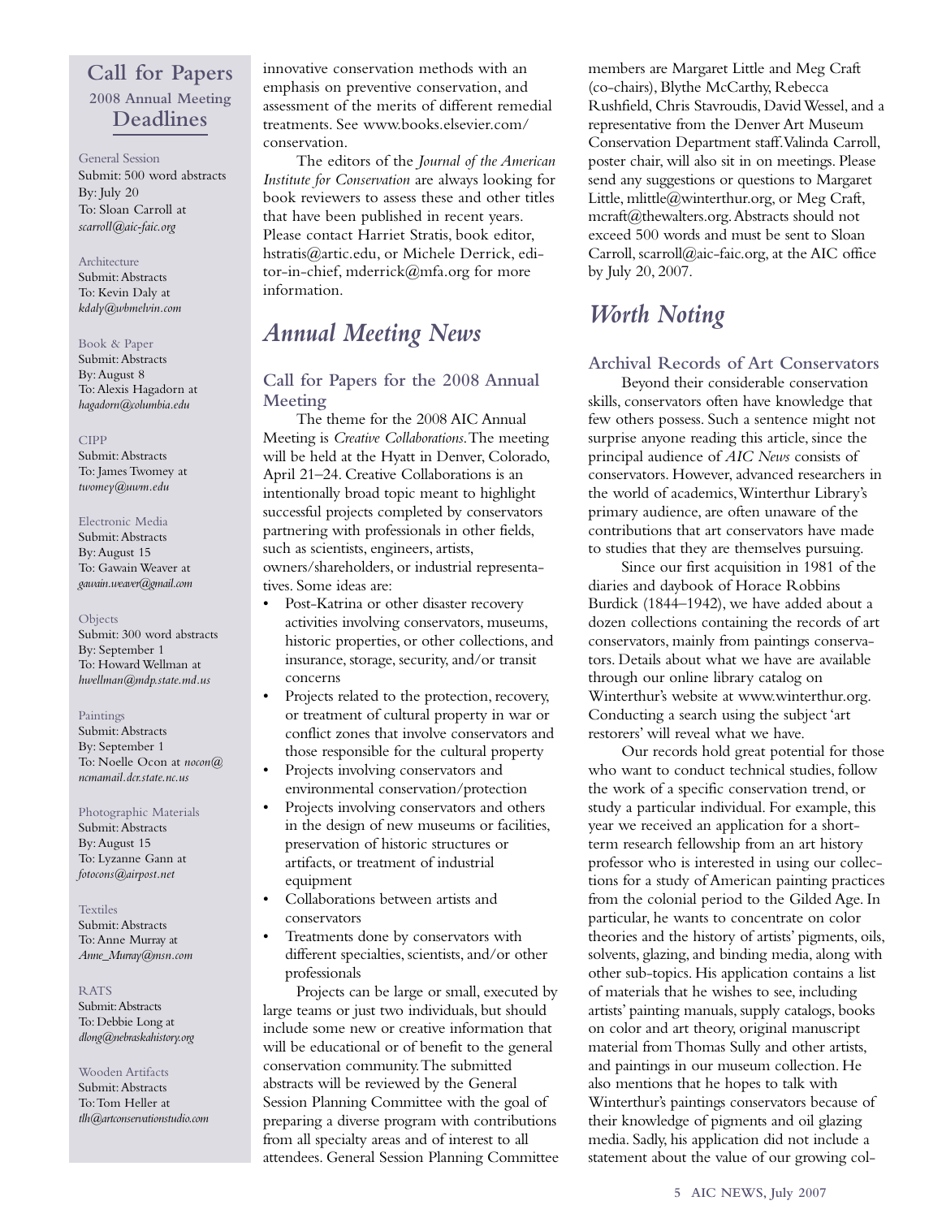## Call for Papers 2008 Annual Meeting Deadlines

**General Session**
Submit: 500 word abstracts
By: July 20
To: Sloan Carroll at *scarroll@aic-faic.org*

**Architecture**
Submit: Abstracts
To: Kevin Daly at *kdaly@wbmelvin.com*

**Book & Paper**
Submit: Abstracts
By: August 8
To: Alexis Hagadorn at *hagadorn@columbia.edu*

**CIPP**
Submit: Abstracts
To: James Twomey at *twomey@uwm.edu*

**Electronic Media**
Submit: Abstracts
By: August 15
To: Gawain Weaver at *gawain.weaver@gmail.com*

**Objects**
Submit: 300 word abstracts
By: September 1
To: Howard Wellman at *hwellman@mdp.state.md.us*

**Paintings**
Submit: Abstracts
By: September 1
To: Noelle Ocon at *nocon@ncmamail.dcr.state.nc.us*

**Photographic Materials**
Submit: Abstracts
By: August 15
To: Lyzanne Gann at *fotocons@airpost.net*

**Textiles**
Submit: Abstracts
To: Anne Murray at *Anne_Murray@msn.com*

**RATS**
Submit: Abstracts
To: Debbie Long at *dlong@nebraskahistory.org*

**Wooden Artifacts**
Submit: Abstracts
To: Tom Heller at *tlh@artconservationstudio.com*

innovative conservation methods with an emphasis on preventive conservation, and assessment of the merits of different remedial treatments. See www.books.elsevier.com/conservation.

The editors of the *Journal of the American Institute for Conservation* are always looking for book reviewers to assess these and other titles that have been published in recent years. Please contact Harriet Stratis, book editor, hstratis@artic.edu, or Michele Derrick, editor-in-chief, mderrick@mfa.org for more information.

# *Annual Meeting News*

### Call for Papers for the 2008 Annual Meeting

The theme for the 2008 AIC Annual Meeting is *Creative Collaborations*. The meeting will be held at the Hyatt in Denver, Colorado, April 21–24. Creative Collaborations is an intentionally broad topic meant to highlight successful projects completed by conservators partnering with professionals in other fields, such as scientists, engineers, artists, owners/shareholders, or industrial representatives. Some ideas are:

- Post-Katrina or other disaster recovery activities involving conservators, museums, historic properties, or other collections, and insurance, storage, security, and/or transit concerns
- Projects related to the protection, recovery, or treatment of cultural property in war or conflict zones that involve conservators and those responsible for the cultural property
- Projects involving conservators and environmental conservation/protection
- Projects involving conservators and others in the design of new museums or facilities, preservation of historic structures or artifacts, or treatment of industrial equipment
- Collaborations between artists and conservators
- Treatments done by conservators with different specialties, scientists, and/or other professionals

Projects can be large or small, executed by large teams or just two individuals, but should include some new or creative information that will be educational or of benefit to the general conservation community. The submitted abstracts will be reviewed by the General Session Planning Committee with the goal of preparing a diverse program with contributions from all specialty areas and of interest to all attendees. General Session Planning Committee members are Margaret Little and Meg Craft (co-chairs), Blythe McCarthy, Rebecca Rushfield, Chris Stavroudis, David Wessel, and a representative from the Denver Art Museum Conservation Department staff. Valinda Carroll, poster chair, will also sit in on meetings. Please send any suggestions or questions to Margaret Little, mlittle@winterthur.org, or Meg Craft, mcraft@thewalters.org. Abstracts should not exceed 500 words and must be sent to Sloan Carroll, scarroll@aic-faic.org, at the AIC office by July 20, 2007.

# *Worth Noting*

### Archival Records of Art Conservators

Beyond their considerable conservation skills, conservators often have knowledge that few others possess. Such a sentence might not surprise anyone reading this article, since the principal audience of *AIC News* consists of conservators. However, advanced researchers in the world of academics, Winterthur Library's primary audience, are often unaware of the contributions that art conservators have made to studies that they are themselves pursuing.

Since our first acquisition in 1981 of the diaries and daybook of Horace Robbins Burdick (1844–1942), we have added about a dozen collections containing the records of art conservators, mainly from paintings conservators. Details about what we have are available through our online library catalog on Winterthur's website at www.winterthur.org. Conducting a search using the subject 'art restorers' will reveal what we have.

Our records hold great potential for those who want to conduct technical studies, follow the work of a specific conservation trend, or study a particular individual. For example, this year we received an application for a short-term research fellowship from an art history professor who is interested in using our collections for a study of American painting practices from the colonial period to the Gilded Age. In particular, he wants to concentrate on color theories and the history of artists' pigments, oils, solvents, glazing, and binding media, along with other sub-topics. His application contains a list of materials that he wishes to see, including artists' painting manuals, supply catalogs, books on color and art theory, original manuscript material from Thomas Sully and other artists, and paintings in our museum collection. He also mentions that he hopes to talk with Winterthur's paintings conservators because of their knowledge of pigments and oil glazing media. Sadly, his application did not include a statement about the value of our growing col-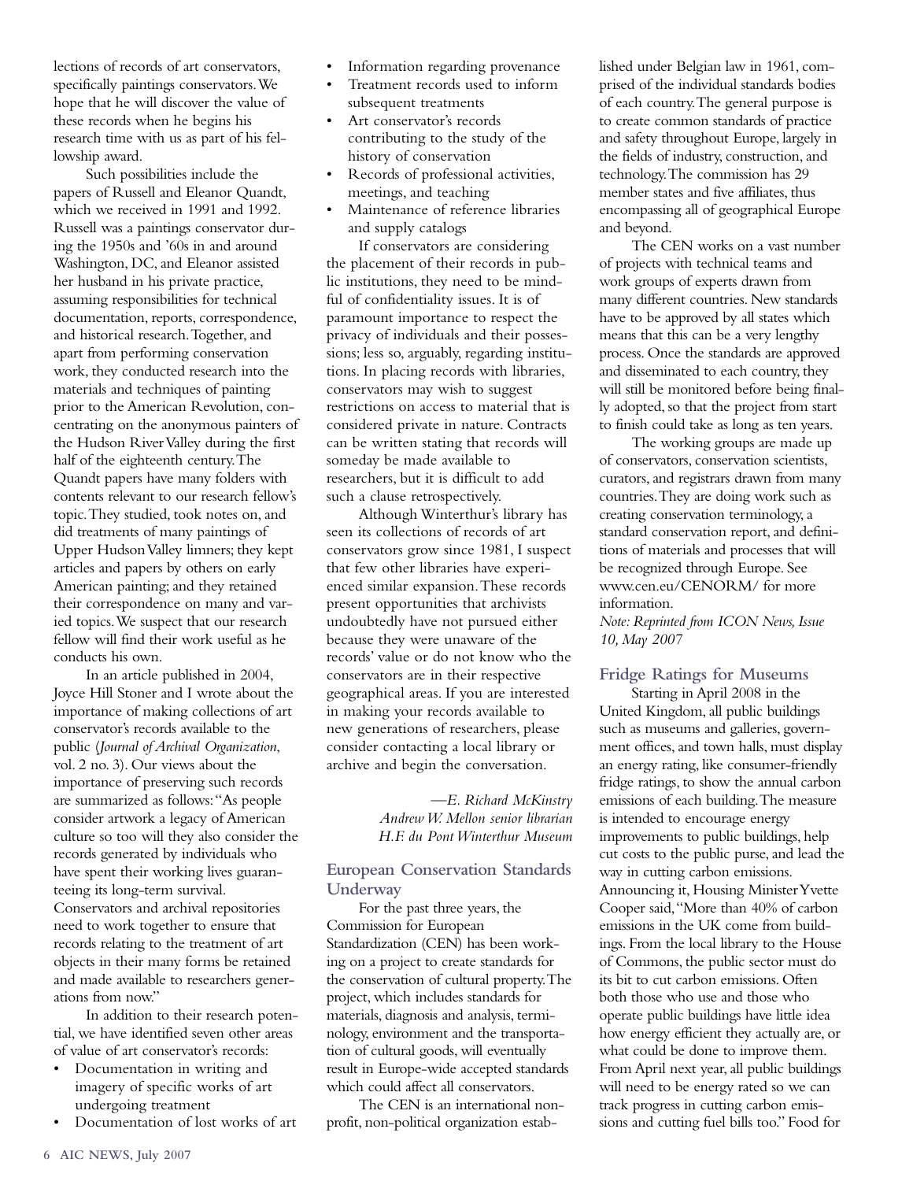lections of records of art conservators, specifically paintings conservators. We hope that he will discover the value of these records when he begins his research time with us as part of his fellowship award.

Such possibilities include the papers of Russell and Eleanor Quandt, which we received in 1991 and 1992. Russell was a paintings conservator during the 1950s and '60s in and around Washington, DC, and Eleanor assisted her husband in his private practice, assuming responsibilities for technical documentation, reports, correspondence, and historical research. Together, and apart from performing conservation work, they conducted research into the materials and techniques of painting prior to the American Revolution, concentrating on the anonymous painters of the Hudson River Valley during the first half of the eighteenth century. The Quandt papers have many folders with contents relevant to our research fellow's topic. They studied, took notes on, and did treatments of many paintings of Upper Hudson Valley limners; they kept articles and papers by others on early American painting; and they retained their correspondence on many and varied topics. We suspect that our research fellow will find their work useful as he conducts his own.

In an article published in 2004, Joyce Hill Stoner and I wrote about the importance of making collections of art conservator's records available to the public (*Journal of Archival Organization*, vol. 2 no. 3). Our views about the importance of preserving such records are summarized as follows: "As people consider artwork a legacy of American culture so too will they also consider the records generated by individuals who have spent their working lives guaranteeing its long-term survival. Conservators and archival repositories need to work together to ensure that records relating to the treatment of art objects in their many forms be retained and made available to researchers generations from now."

In addition to their research potential, we have identified seven other areas of value of art conservator's records:

- Documentation in writing and imagery of specific works of art undergoing treatment
- Documentation of lost works of art
- Information regarding provenance
- Treatment records used to inform subsequent treatments
- Art conservator's records contributing to the study of the history of conservation
- Records of professional activities, meetings, and teaching
- Maintenance of reference libraries and supply catalogs

If conservators are considering the placement of their records in public institutions, they need to be mindful of confidentiality issues. It is of paramount importance to respect the privacy of individuals and their possessions; less so, arguably, regarding institutions. In placing records with libraries, conservators may wish to suggest restrictions on access to material that is considered private in nature. Contracts can be written stating that records will someday be made available to researchers, but it is difficult to add such a clause retrospectively.

Although Winterthur's library has seen its collections of records of art conservators grow since 1981, I suspect that few other libraries have experienced similar expansion. These records present opportunities that archivists undoubtedly have not pursued either because they were unaware of the records' value or do not know who the conservators are in their respective geographical areas. If you are interested in making your records available to new generations of researchers, please consider contacting a local library or archive and begin the conversation.

*—E. Richard McKinstry*
*Andrew W. Mellon senior librarian*
*H.F. du Pont Winterthur Museum*

## European Conservation Standards Underway

For the past three years, the Commission for European Standardization (CEN) has been working on a project to create standards for the conservation of cultural property. The project, which includes standards for materials, diagnosis and analysis, terminology, environment and the transportation of cultural goods, will eventually result in Europe-wide accepted standards which could affect all conservators.

The CEN is an international non-profit, non-political organization established under Belgian law in 1961, comprised of the individual standards bodies of each country. The general purpose is to create common standards of practice and safety throughout Europe, largely in the fields of industry, construction, and technology. The commission has 29 member states and five affiliates, thus encompassing all of geographical Europe and beyond.

The CEN works on a vast number of projects with technical teams and work groups of experts drawn from many different countries. New standards have to be approved by all states which means that this can be a very lengthy process. Once the standards are approved and disseminated to each country, they will still be monitored before being finally adopted, so that the project from start to finish could take as long as ten years.

The working groups are made up of conservators, conservation scientists, curators, and registrars drawn from many countries. They are doing work such as creating conservation terminology, a standard conservation report, and definitions of materials and processes that will be recognized through Europe. See www.cen.eu/CENORM/ for more information.

*Note: Reprinted from ICON News, Issue 10, May 2007*

## Fridge Ratings for Museums

Starting in April 2008 in the United Kingdom, all public buildings such as museums and galleries, government offices, and town halls, must display an energy rating, like consumer-friendly fridge ratings, to show the annual carbon emissions of each building. The measure is intended to encourage energy improvements to public buildings, help cut costs to the public purse, and lead the way in cutting carbon emissions. Announcing it, Housing Minister Yvette Cooper said, "More than 40% of carbon emissions in the UK come from buildings. From the local library to the House of Commons, the public sector must do its bit to cut carbon emissions. Often both those who use and those who operate public buildings have little idea how energy efficient they actually are, or what could be done to improve them. From April next year, all public buildings will need to be energy rated so we can track progress in cutting carbon emissions and cutting fuel bills too." Food for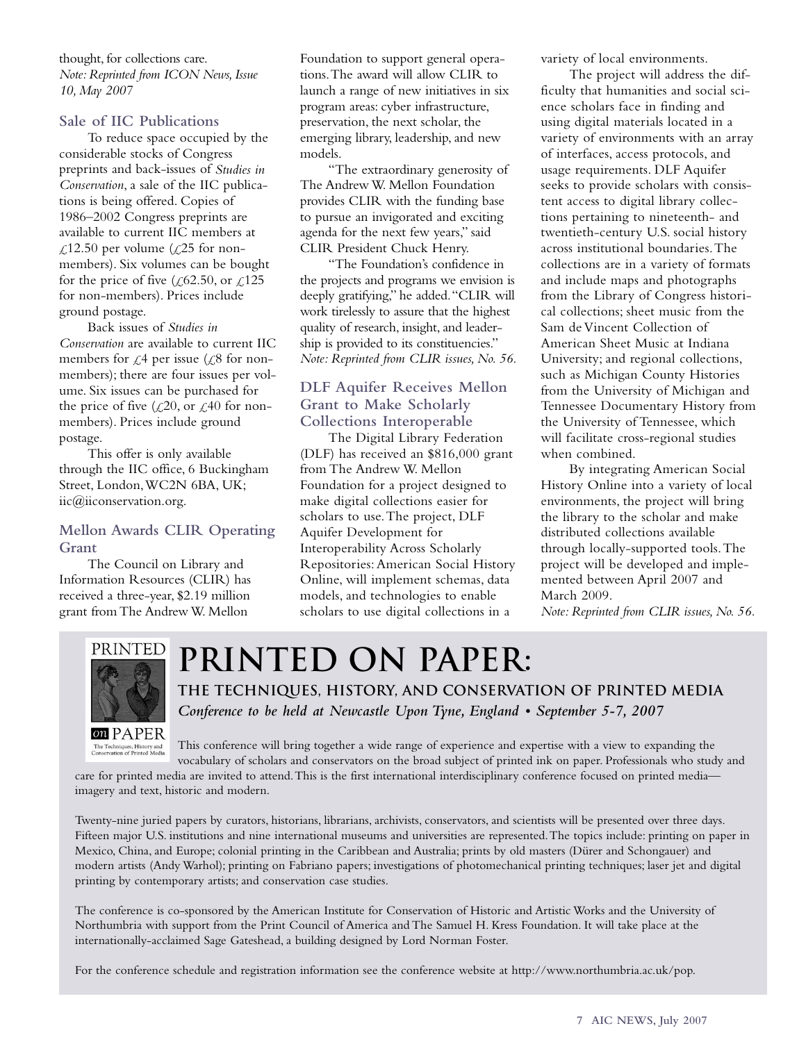thought, for collections care.
*Note: Reprinted from ICON News, Issue 10, May 2007*

### Sale of IIC Publications

To reduce space occupied by the considerable stocks of Congress preprints and back-issues of *Studies in Conservation*, a sale of the IIC publications is being offered. Copies of 1986–2002 Congress preprints are available to current IIC members at £12.50 per volume (£25 for non-members). Six volumes can be bought for the price of five (£62.50, or £125 for non-members). Prices include ground postage.

Back issues of *Studies in Conservation* are available to current IIC members for £4 per issue (£8 for non-members); there are four issues per volume. Six issues can be purchased for the price of five (£20, or £40 for non-members). Prices include ground postage.

This offer is only available through the IIC office, 6 Buckingham Street, London, WC2N 6BA, UK; iic@iiconservation.org.

### Mellon Awards CLIR Operating Grant

The Council on Library and Information Resources (CLIR) has received a three-year, $2.19 million grant from The Andrew W. Mellon Foundation to support general operations. The award will allow CLIR to launch a range of new initiatives in six program areas: cyber infrastructure, preservation, the next scholar, the emerging library, leadership, and new models.

"The extraordinary generosity of The Andrew W. Mellon Foundation provides CLIR with the funding base to pursue an invigorated and exciting agenda for the next few years," said CLIR President Chuck Henry.

"The Foundation's confidence in the projects and programs we envision is deeply gratifying," he added. "CLIR will work tirelessly to assure that the highest quality of research, insight, and leadership is provided to its constituencies."
*Note: Reprinted from CLIR issues, No. 56.*

### DLF Aquifer Receives Mellon Grant to Make Scholarly Collections Interoperable

The Digital Library Federation (DLF) has received an $816,000 grant from The Andrew W. Mellon Foundation for a project designed to make digital collections easier for scholars to use. The project, DLF Aquifer Development for Interoperability Across Scholarly Repositories: American Social History Online, will implement schemas, data models, and technologies to enable scholars to use digital collections in a variety of local environments.

The project will address the difficulty that humanities and social science scholars face in finding and using digital materials located in a variety of environments with an array of interfaces, access protocols, and usage requirements. DLF Aquifer seeks to provide scholars with consistent access to digital library collections pertaining to nineteenth- and twentieth-century U.S. social history across institutional boundaries. The collections are in a variety of formats and include maps and photographs from the Library of Congress historical collections; sheet music from the Sam de Vincent Collection of American Sheet Music at Indiana University; and regional collections, such as Michigan County Histories from the University of Michigan and Tennessee Documentary History from the University of Tennessee, which will facilitate cross-regional studies when combined.

By integrating American Social History Online into a variety of local environments, the project will bring the library to the scholar and make distributed collections available through locally-supported tools. The project will be developed and implemented between April 2007 and March 2009.
*Note: Reprinted from CLIR issues, No. 56.*

## PRINTED ON PAPER:

### THE TECHNIQUES, HISTORY, AND CONSERVATION OF PRINTED MEDIA

***Conference to be held at Newcastle Upon Tyne, England • September 5-7, 2007***

This conference will bring together a wide range of experience and expertise with a view to expanding the vocabulary of scholars and conservators on the broad subject of printed ink on paper. Professionals who study and care for printed media are invited to attend. This is the first international interdisciplinary conference focused on printed media—imagery and text, historic and modern.

Twenty-nine juried papers by curators, historians, librarians, archivists, conservators, and scientists will be presented over three days. Fifteen major U.S. institutions and nine international museums and universities are represented. The topics include: printing on paper in Mexico, China, and Europe; colonial printing in the Caribbean and Australia; prints by old masters (Dürer and Schongauer) and modern artists (Andy Warhol); printing on Fabriano papers; investigations of photomechanical printing techniques; laser jet and digital printing by contemporary artists; and conservation case studies.

The conference is co-sponsored by the American Institute for Conservation of Historic and Artistic Works and the University of Northumbria with support from the Print Council of America and The Samuel H. Kress Foundation. It will take place at the internationally-acclaimed Sage Gateshead, a building designed by Lord Norman Foster.

For the conference schedule and registration information see the conference website at http://www.northumbria.ac.uk/pop.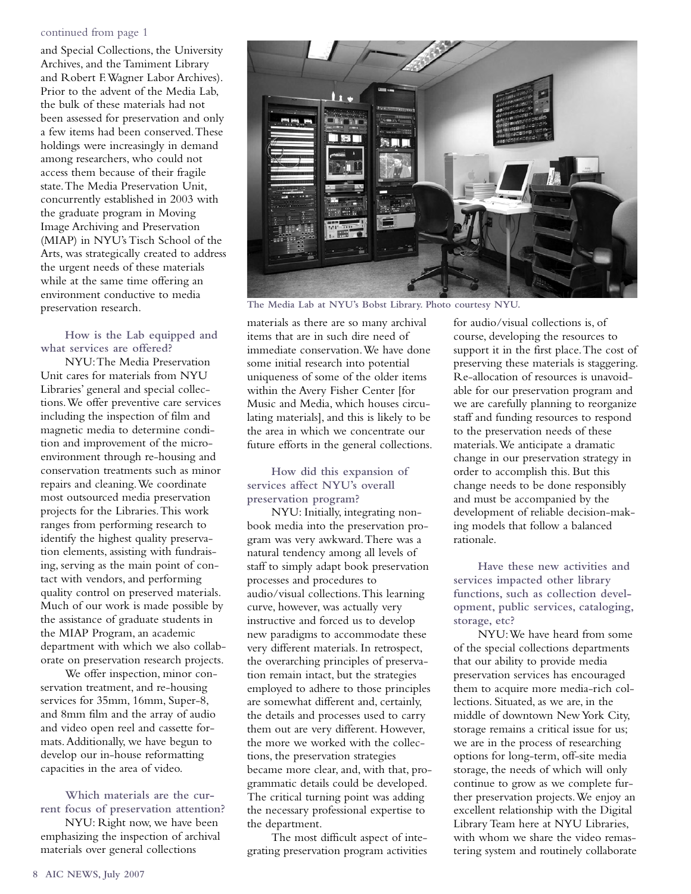continued from page 1

and Special Collections, the University Archives, and the Tamiment Library and Robert F. Wagner Labor Archives). Prior to the advent of the Media Lab, the bulk of these materials had not been assessed for preservation and only a few items had been conserved. These holdings were increasingly in demand among researchers, who could not access them because of their fragile state. The Media Preservation Unit, concurrently established in 2003 with the graduate program in Moving Image Archiving and Preservation (MIAP) in NYU's Tisch School of the Arts, was strategically created to address the urgent needs of these materials while at the same time offering an environment conductive to media preservation research.

The Media Lab at NYU's Bobst Library. Photo courtesy NYU.

**How is the Lab equipped and what services are offered?**

NYU: The Media Preservation Unit cares for materials from NYU Libraries' general and special collections. We offer preventive care services including the inspection of film and magnetic media to determine condition and improvement of the micro-environment through re-housing and conservation treatments such as minor repairs and cleaning. We coordinate most outsourced media preservation projects for the Libraries. This work ranges from performing research to identify the highest quality preservation elements, assisting with fundraising, serving as the main point of contact with vendors, and performing quality control on preserved materials. Much of our work is made possible by the assistance of graduate students in the MIAP Program, an academic department with which we also collaborate on preservation research projects.

We offer inspection, minor conservation treatment, and re-housing services for 35mm, 16mm, Super-8, and 8mm film and the array of audio and video open reel and cassette formats. Additionally, we have begun to develop our in-house reformatting capacities in the area of video.

**Which materials are the current focus of preservation attention?**

NYU: Right now, we have been emphasizing the inspection of archival materials over general collections materials as there are so many archival items that are in such dire need of immediate conservation. We have done some initial research into potential uniqueness of some of the older items within the Avery Fisher Center [for Music and Media, which houses circulating materials], and this is likely to be the area in which we concentrate our future efforts in the general collections.

**How did this expansion of services affect NYU's overall preservation program?**

NYU: Initially, integrating non-book media into the preservation program was very awkward. There was a natural tendency among all levels of staff to simply adapt book preservation processes and procedures to audio/visual collections. This learning curve, however, was actually very instructive and forced us to develop new paradigms to accommodate these very different materials. In retrospect, the overarching principles of preservation remain intact, but the strategies employed to adhere to those principles are somewhat different and, certainly, the details and processes used to carry them out are very different. However, the more we worked with the collections, the preservation strategies became more clear, and, with that, programmatic details could be developed. The critical turning point was adding the necessary professional expertise to the department.

The most difficult aspect of integrating preservation program activities for audio/visual collections is, of course, developing the resources to support it in the first place. The cost of preserving these materials is staggering. Re-allocation of resources is unavoidable for our preservation program and we are carefully planning to reorganize staff and funding resources to respond to the preservation needs of these materials. We anticipate a dramatic change in our preservation strategy in order to accomplish this. But this change needs to be done responsibly and must be accompanied by the development of reliable decision-making models that follow a balanced rationale.

**Have these new activities and services impacted other library functions, such as collection development, public services, cataloging, storage, etc?**

NYU: We have heard from some of the special collections departments that our ability to provide media preservation services has encouraged them to acquire more media-rich collections. Situated, as we are, in the middle of downtown New York City, storage remains a critical issue for us; we are in the process of researching options for long-term, off-site media storage, the needs of which will only continue to grow as we complete further preservation projects. We enjoy an excellent relationship with the Digital Library Team here at NYU Libraries, with whom we share the video remastering system and routinely collaborate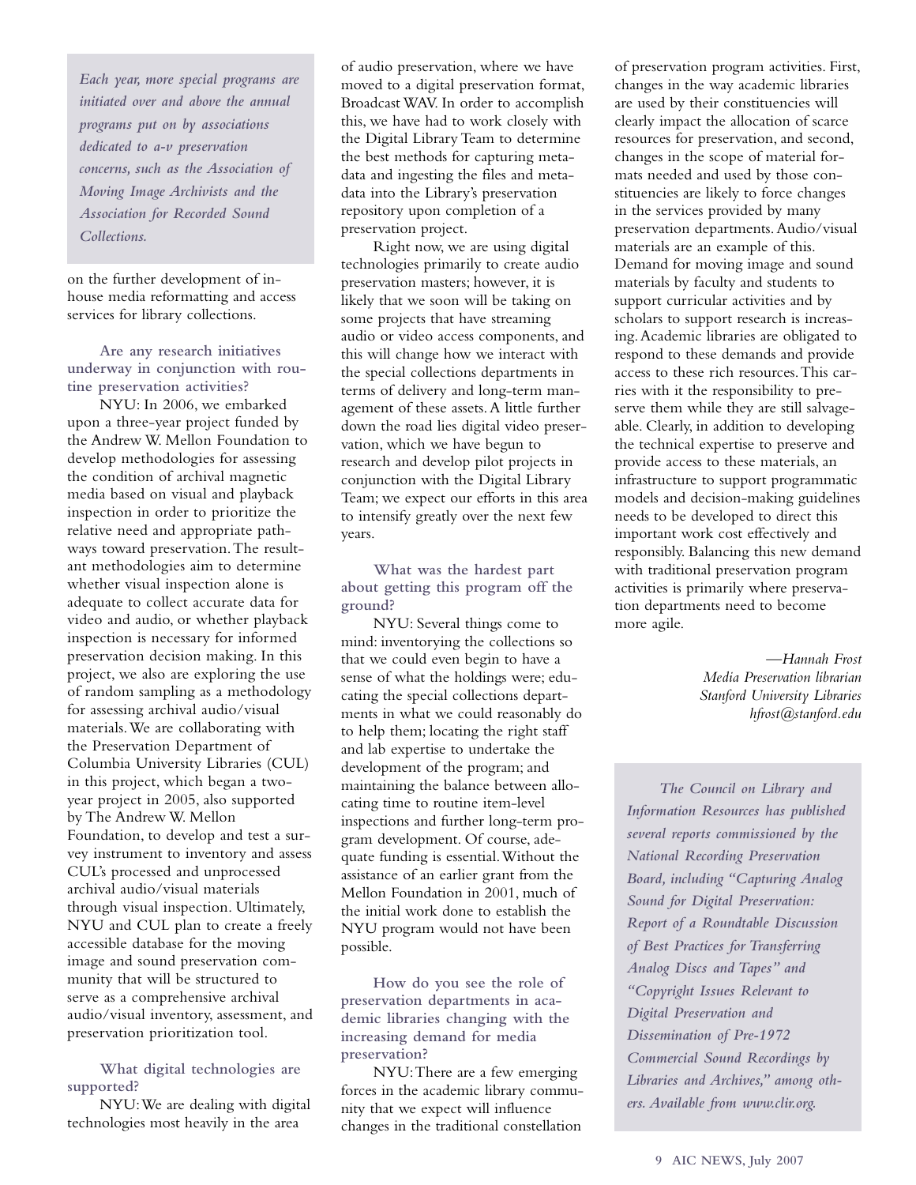*Each year, more special programs are initiated over and above the annual programs put on by associations dedicated to a-v preservation concerns, such as the Association of Moving Image Archivists and the Association for Recorded Sound Collections.*

on the further development of in-house media reformatting and access services for library collections.

**Are any research initiatives underway in conjunction with routine preservation activities?**

NYU: In 2006, we embarked upon a three-year project funded by the Andrew W. Mellon Foundation to develop methodologies for assessing the condition of archival magnetic media based on visual and playback inspection in order to prioritize the relative need and appropriate pathways toward preservation. The resultant methodologies aim to determine whether visual inspection alone is adequate to collect accurate data for video and audio, or whether playback inspection is necessary for informed preservation decision making. In this project, we also are exploring the use of random sampling as a methodology for assessing archival audio/visual materials. We are collaborating with the Preservation Department of Columbia University Libraries (CUL) in this project, which began a two-year project in 2005, also supported by The Andrew W. Mellon Foundation, to develop and test a survey instrument to inventory and assess CUL's processed and unprocessed archival audio/visual materials through visual inspection. Ultimately, NYU and CUL plan to create a freely accessible database for the moving image and sound preservation community that will be structured to serve as a comprehensive archival audio/visual inventory, assessment, and preservation prioritization tool.

**What digital technologies are supported?**

NYU: We are dealing with digital technologies most heavily in the area of audio preservation, where we have moved to a digital preservation format, Broadcast WAV. In order to accomplish this, we have had to work closely with the Digital Library Team to determine the best methods for capturing metadata and ingesting the files and metadata into the Library's preservation repository upon completion of a preservation project.

Right now, we are using digital technologies primarily to create audio preservation masters; however, it is likely that we soon will be taking on some projects that have streaming audio or video access components, and this will change how we interact with the special collections departments in terms of delivery and long-term management of these assets. A little further down the road lies digital video preservation, which we have begun to research and develop pilot projects in conjunction with the Digital Library Team; we expect our efforts in this area to intensify greatly over the next few years.

**What was the hardest part about getting this program off the ground?**

NYU: Several things come to mind: inventorying the collections so that we could even begin to have a sense of what the holdings were; educating the special collections departments in what we could reasonably do to help them; locating the right staff and lab expertise to undertake the development of the program; and maintaining the balance between allocating time to routine item-level inspections and further long-term program development. Of course, adequate funding is essential. Without the assistance of an earlier grant from the Mellon Foundation in 2001, much of the initial work done to establish the NYU program would not have been possible.

**How do you see the role of preservation departments in academic libraries changing with the increasing demand for media preservation?**

NYU: There are a few emerging forces in the academic library community that we expect will influence changes in the traditional constellation of preservation program activities. First, changes in the way academic libraries are used by their constituencies will clearly impact the allocation of scarce resources for preservation, and second, changes in the scope of material formats needed and used by those constituencies are likely to force changes in the services provided by many preservation departments. Audio/visual materials are an example of this. Demand for moving image and sound materials by faculty and students to support curricular activities and by scholars to support research is increasing. Academic libraries are obligated to respond to these demands and provide access to these rich resources. This carries with it the responsibility to preserve them while they are still salvageable. Clearly, in addition to developing the technical expertise to preserve and provide access to these materials, an infrastructure to support programmatic models and decision-making guidelines needs to be developed to direct this important work cost effectively and responsibly. Balancing this new demand with traditional preservation program activities is primarily where preservation departments need to become more agile.

*—Hannah Frost*
*Media Preservation librarian*
*Stanford University Libraries*
*hfrost@stanford.edu*

*The Council on Library and Information Resources has published several reports commissioned by the National Recording Preservation Board, including "Capturing Analog Sound for Digital Preservation: Report of a Roundtable Discussion of Best Practices for Transferring Analog Discs and Tapes" and "Copyright Issues Relevant to Digital Preservation and Dissemination of Pre-1972 Commercial Sound Recordings by Libraries and Archives," among others. Available from www.clir.org.*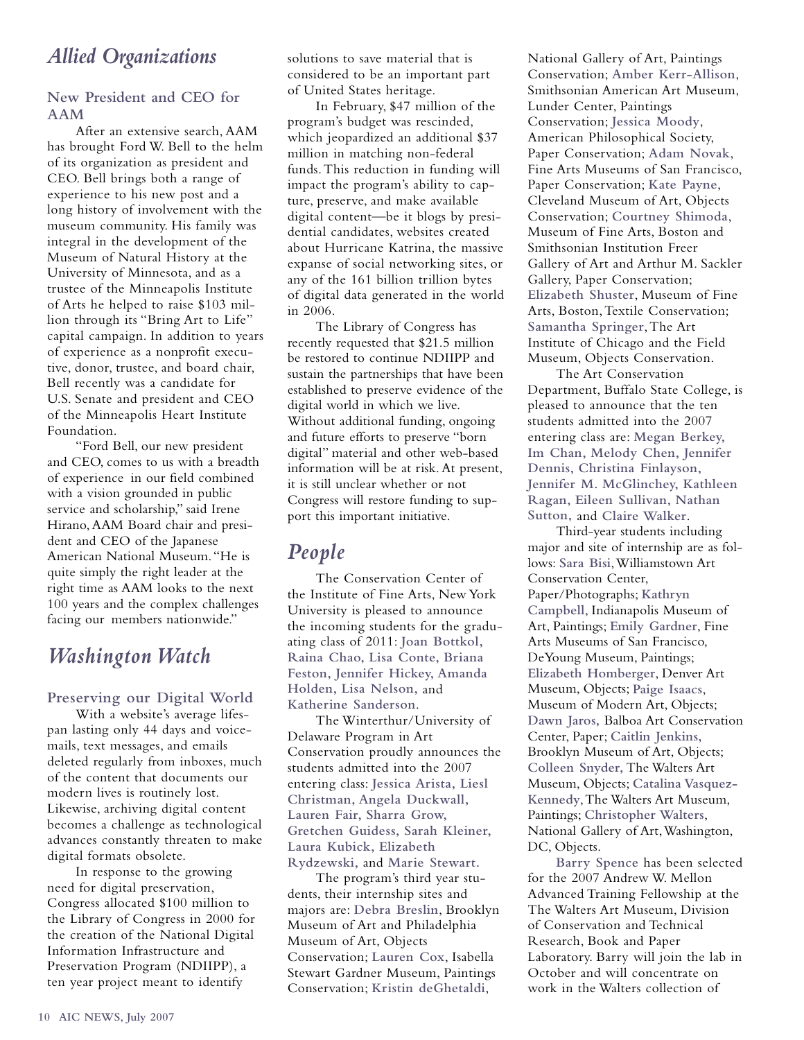## *Allied Organizations*

### New President and CEO for AAM

After an extensive search, AAM has brought Ford W. Bell to the helm of its organization as president and CEO. Bell brings both a range of experience to his new post and a long history of involvement with the museum community. His family was integral in the development of the Museum of Natural History at the University of Minnesota, and as a trustee of the Minneapolis Institute of Arts he helped to raise $103 million through its "Bring Art to Life" capital campaign. In addition to years of experience as a nonprofit executive, donor, trustee, and board chair, Bell recently was a candidate for U.S. Senate and president and CEO of the Minneapolis Heart Institute Foundation.

"Ford Bell, our new president and CEO, comes to us with a breadth of experience in our field combined with a vision grounded in public service and scholarship," said Irene Hirano, AAM Board chair and president and CEO of the Japanese American National Museum. "He is quite simply the right leader at the right time as AAM looks to the next 100 years and the complex challenges facing our members nationwide."

## *Washington Watch*

### Preserving our Digital World

With a website's average lifespan lasting only 44 days and voicemails, text messages, and emails deleted regularly from inboxes, much of the content that documents our modern lives is routinely lost. Likewise, archiving digital content becomes a challenge as technological advances constantly threaten to make digital formats obsolete.

In response to the growing need for digital preservation, Congress allocated $100 million to the Library of Congress in 2000 for the creation of the National Digital Information Infrastructure and Preservation Program (NDIIPP), a ten year project meant to identify solutions to save material that is considered to be an important part of United States heritage.

In February, $47 million of the program's budget was rescinded, which jeopardized an additional $37 million in matching non-federal funds. This reduction in funding will impact the program's ability to capture, preserve, and make available digital content—be it blogs by presidential candidates, websites created about Hurricane Katrina, the massive expanse of social networking sites, or any of the 161 billion trillion bytes of digital data generated in the world in 2006.

The Library of Congress has recently requested that $21.5 million be restored to continue NDIIPP and sustain the partnerships that have been established to preserve evidence of the digital world in which we live. Without additional funding, ongoing and future efforts to preserve "born digital" material and other web-based information will be at risk. At present, it is still unclear whether or not Congress will restore funding to support this important initiative.

## *People*

The Conservation Center of the Institute of Fine Arts, New York University is pleased to announce the incoming students for the graduating class of 2011: **Joan Bottkol, Raina Chao, Lisa Conte, Briana Feston, Jennifer Hickey, Amanda Holden, Lisa Nelson,** and **Katherine Sanderson.**

The Winterthur/University of Delaware Program in Art Conservation proudly announces the students admitted into the 2007 entering class: **Jessica Arista, Liesl Christman, Angela Duckwall, Lauren Fair, Sharra Grow, Gretchen Guidess, Sarah Kleiner, Laura Kubick, Elizabeth Rydzewski,** and **Marie Stewart.**

The program's third year students, their internship sites and majors are: **Debra Breslin**, Brooklyn Museum of Art and Philadelphia Museum of Art, Objects Conservation; **Lauren Cox**, Isabella Stewart Gardner Museum, Paintings Conservation; **Kristin deGhetaldi**, National Gallery of Art, Paintings Conservation; **Amber Kerr-Allison**, Smithsonian American Art Museum, Lunder Center, Paintings Conservation; **Jessica Moody**, American Philosophical Society, Paper Conservation; **Adam Novak**, Fine Arts Museums of San Francisco, Paper Conservation; **Kate Payne**, Cleveland Museum of Art, Objects Conservation; **Courtney Shimoda**, Museum of Fine Arts, Boston and Smithsonian Institution Freer Gallery of Art and Arthur M. Sackler Gallery, Paper Conservation; **Elizabeth Shuster**, Museum of Fine Arts, Boston, Textile Conservation; **Samantha Springer**, The Art Institute of Chicago and the Field Museum, Objects Conservation.

The Art Conservation Department, Buffalo State College, is pleased to announce that the ten students admitted into the 2007 entering class are: **Megan Berkey, Im Chan, Melody Chen, Jennifer Dennis, Christina Finlayson, Jennifer M. McGlinchey, Kathleen Ragan, Eileen Sullivan, Nathan Sutton,** and **Claire Walker.**

Third-year students including major and site of internship are as follows: **Sara Bisi**, Williamstown Art Conservation Center, Paper/Photographs; **Kathryn Campbell**, Indianapolis Museum of Art, Paintings; **Emily Gardner**, Fine Arts Museums of San Francisco, DeYoung Museum, Paintings; **Elizabeth Homberger**, Denver Art Museum, Objects; **Paige Isaacs**, Museum of Modern Art, Objects; **Dawn Jaros**, Balboa Art Conservation Center, Paper; **Caitlin Jenkins**, Brooklyn Museum of Art, Objects; **Colleen Snyder**, The Walters Art Museum, Objects; **Catalina Vasquez-Kennedy**, The Walters Art Museum, Paintings; **Christopher Walters**, National Gallery of Art, Washington, DC, Objects.

**Barry Spence** has been selected for the 2007 Andrew W. Mellon Advanced Training Fellowship at the The Walters Art Museum, Division of Conservation and Technical Research, Book and Paper Laboratory. Barry will join the lab in October and will concentrate on work in the Walters collection of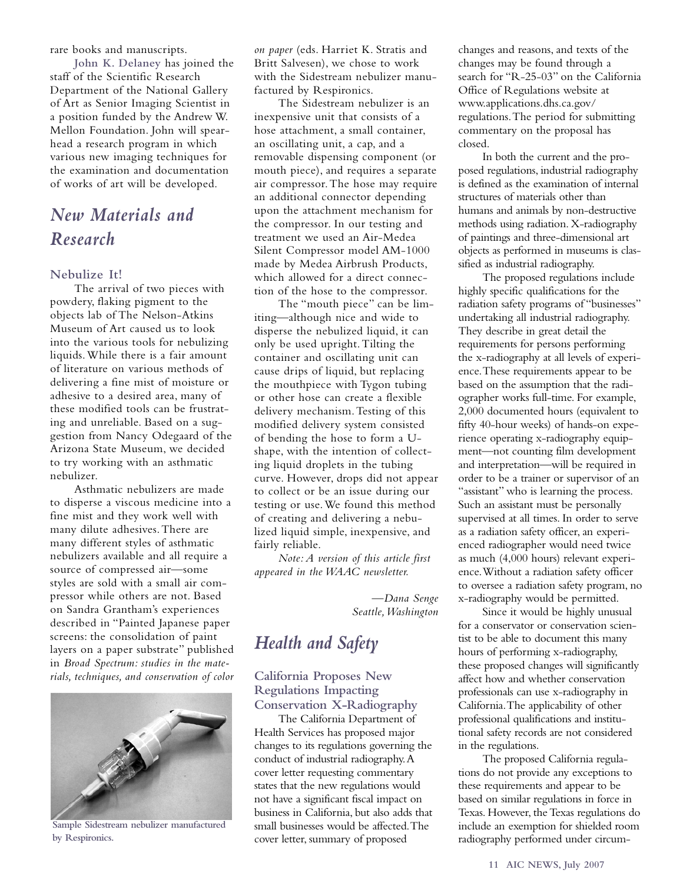rare books and manuscripts.

**John K. Delaney** has joined the staff of the Scientific Research Department of the National Gallery of Art as Senior Imaging Scientist in a position funded by the Andrew W. Mellon Foundation. John will spearhead a research program in which various new imaging techniques for the examination and documentation of works of art will be developed.

# *New Materials and Research*

## Nebulize It!

The arrival of two pieces with powdery, flaking pigment to the objects lab of The Nelson-Atkins Museum of Art caused us to look into the various tools for nebulizing liquids. While there is a fair amount of literature on various methods of delivering a fine mist of moisture or adhesive to a desired area, many of these modified tools can be frustrating and unreliable. Based on a suggestion from Nancy Odegaard of the Arizona State Museum, we decided to try working with an asthmatic nebulizer.

Asthmatic nebulizers are made to disperse a viscous medicine into a fine mist and they work well with many dilute adhesives. There are many different styles of asthmatic nebulizers available and all require a source of compressed air—some styles are sold with a small air compressor while others are not. Based on Sandra Grantham's experiences described in "Painted Japanese paper screens: the consolidation of paint layers on a paper substrate" published in *Broad Spectrum: studies in the materials, techniques, and conservation of color on paper* (eds. Harriet K. Stratis and Britt Salvesen), we chose to work with the Sidestream nebulizer manufactured by Respironics.

Sample Sidestream nebulizer manufactured by Respironics.

The Sidestream nebulizer is an inexpensive unit that consists of a hose attachment, a small container, an oscillating unit, a cap, and a removable dispensing component (or mouth piece), and requires a separate air compressor. The hose may require an additional connector depending upon the attachment mechanism for the compressor. In our testing and treatment we used an Air-Medea Silent Compressor model AM-1000 made by Medea Airbrush Products, which allowed for a direct connection of the hose to the compressor.

The "mouth piece" can be limiting—although nice and wide to disperse the nebulized liquid, it can only be used upright. Tilting the container and oscillating unit can cause drips of liquid, but replacing the mouthpiece with Tygon tubing or other hose can create a flexible delivery mechanism. Testing of this modified delivery system consisted of bending the hose to form a U-shape, with the intention of collecting liquid droplets in the tubing curve. However, drops did not appear to collect or be an issue during our testing or use. We found this method of creating and delivering a nebulized liquid simple, inexpensive, and fairly reliable.

*Note: A version of this article first appeared in the WAAC newsletter.*

*—Dana Senge*
*Seattle, Washington*

# *Health and Safety*

## California Proposes New Regulations Impacting Conservation X-Radiography

The California Department of Health Services has proposed major changes to its regulations governing the conduct of industrial radiography. A cover letter requesting commentary states that the new regulations would not have a significant fiscal impact on business in California, but also adds that small businesses would be affected. The cover letter, summary of proposed changes and reasons, and texts of the changes may be found through a search for "R-25-03" on the California Office of Regulations website at www.applications.dhs.ca.gov/regulations. The period for submitting commentary on the proposal has closed.

In both the current and the proposed regulations, industrial radiography is defined as the examination of internal structures of materials other than humans and animals by non-destructive methods using radiation. X-radiography of paintings and three-dimensional art objects as performed in museums is classified as industrial radiography.

The proposed regulations include highly specific qualifications for the radiation safety programs of "businesses" undertaking all industrial radiography. They describe in great detail the requirements for persons performing the x-radiography at all levels of experience. These requirements appear to be based on the assumption that the radiographer works full-time. For example, 2,000 documented hours (equivalent to fifty 40-hour weeks) of hands-on experience operating x-radiography equipment—not counting film development and interpretation—will be required in order to be a trainer or supervisor of an "assistant" who is learning the process. Such an assistant must be personally supervised at all times. In order to serve as a radiation safety officer, an experienced radiographer would need twice as much (4,000 hours) relevant experience. Without a radiation safety officer to oversee a radiation safety program, no x-radiography would be permitted.

Since it would be highly unusual for a conservator or conservation scientist to be able to document this many hours of performing x-radiography, these proposed changes will significantly affect how and whether conservation professionals can use x-radiography in California. The applicability of other professional qualifications and institutional safety records are not considered in the regulations.

The proposed California regulations do not provide any exceptions to these requirements and appear to be based on similar regulations in force in Texas. However, the Texas regulations do include an exemption for shielded room radiography performed under circum-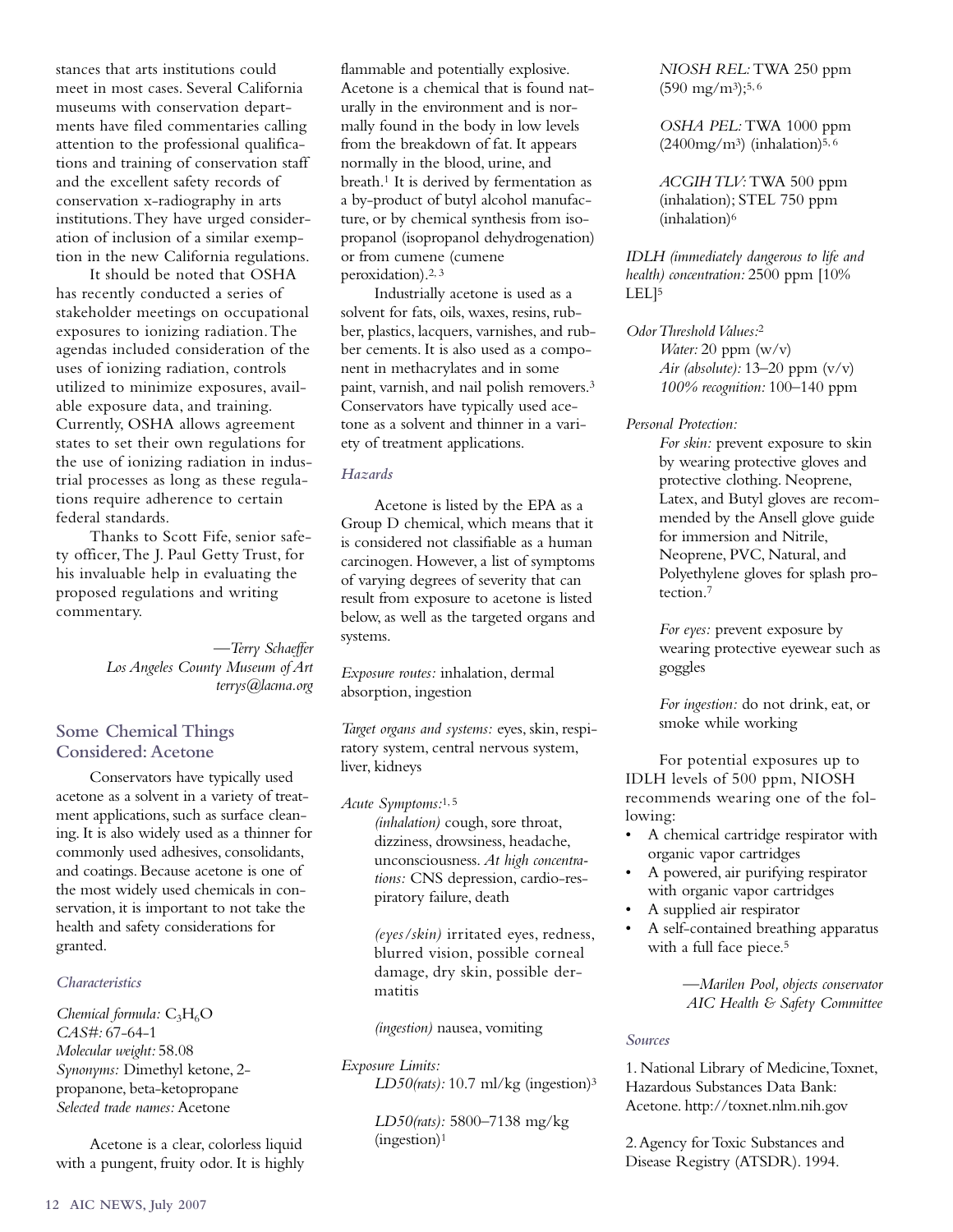stances that arts institutions could meet in most cases. Several California museums with conservation departments have filed commentaries calling attention to the professional qualifications and training of conservation staff and the excellent safety records of conservation x-radiography in arts institutions. They have urged consideration of inclusion of a similar exemption in the new California regulations.

It should be noted that OSHA has recently conducted a series of stakeholder meetings on occupational exposures to ionizing radiation. The agendas included consideration of the uses of ionizing radiation, controls utilized to minimize exposures, available exposure data, and training. Currently, OSHA allows agreement states to set their own regulations for the use of ionizing radiation in industrial processes as long as these regulations require adherence to certain federal standards.

Thanks to Scott Fife, senior safety officer, The J. Paul Getty Trust, for his invaluable help in evaluating the proposed regulations and writing commentary.

—*Terry Schaeffer*
*Los Angeles County Museum of Art*
*terrys@lacma.org*

## Some Chemical Things Considered: Acetone

Conservators have typically used acetone as a solvent in a variety of treatment applications, such as surface cleaning. It is also widely used as a thinner for commonly used adhesives, consolidants, and coatings. Because acetone is one of the most widely used chemicals in conservation, it is important to not take the health and safety considerations for granted.

### *Characteristics*

*Chemical formula:* $C_3H_6O$
*CAS#:* 67-64-1
*Molecular weight:* 58.08
*Synonyms:* Dimethyl ketone, 2-propanone, beta-ketopropane
*Selected trade names:* Acetone

Acetone is a clear, colorless liquid with a pungent, fruity odor. It is highly flammable and potentially explosive. Acetone is a chemical that is found naturally in the environment and is normally found in the body in low levels from the breakdown of fat. It appears normally in the blood, urine, and breath.[1] It is derived by fermentation as a by-product of butyl alcohol manufacture, or by chemical synthesis from isopropanol (isopropanol dehydrogenation) or from cumene (cumene peroxidation).[2, 3]

Industrially acetone is used as a solvent for fats, oils, waxes, resins, rubber, plastics, lacquers, varnishes, and rubber cements. It is also used as a component in methacrylates and in some paint, varnish, and nail polish removers.[3] Conservators have typically used acetone as a solvent and thinner in a variety of treatment applications.

### *Hazards*

Acetone is listed by the EPA as a Group D chemical, which means that it is considered not classifiable as a human carcinogen. However, a list of symptoms of varying degrees of severity that can result from exposure to acetone is listed below, as well as the targeted organs and systems.

*Exposure routes:* inhalation, dermal absorption, ingestion

*Target organs and systems:* eyes, skin, respiratory system, central nervous system, liver, kidneys

*Acute Symptoms:*[1, 5]

*(inhalation)* cough, sore throat, dizziness, drowsiness, headache, unconsciousness. *At high concentrations:* CNS depression, cardio-respiratory failure, death

*(eyes/skin)* irritated eyes, redness, blurred vision, possible corneal damage, dry skin, possible dermatitis

*(ingestion)* nausea, vomiting

*Exposure Limits:*

*LD50(rats):* 10.7 ml/kg (ingestion)[3]

*LD50(rats):* 5800–7138 mg/kg (ingestion)[1]

*NIOSH REL:* TWA 250 ppm (590 mg/m$^3$);[5, 6]

*OSHA PEL:* TWA 1000 ppm (2400mg/m$^3$) (inhalation)[5, 6]

*ACGIH TLV:* TWA 500 ppm (inhalation); STEL 750 ppm (inhalation)[6]

*IDLH (immediately dangerous to life and health) concentration:* 2500 ppm [10% LEL][5]

*Odor Threshold Values:*[2]

*Water:* 20 ppm (w/v)
*Air (absolute):* 13–20 ppm (v/v)
*100% recognition:* 100–140 ppm

*Personal Protection:*

*For skin:* prevent exposure to skin by wearing protective gloves and protective clothing. Neoprene, Latex, and Butyl gloves are recommended by the Ansell glove guide for immersion and Nitrile, Neoprene, PVC, Natural, and Polyethylene gloves for splash protection.[7]

*For eyes:* prevent exposure by wearing protective eyewear such as goggles

*For ingestion:* do not drink, eat, or smoke while working

For potential exposures up to IDLH levels of 500 ppm, NIOSH recommends wearing one of the following:

- A chemical cartridge respirator with organic vapor cartridges
- A powered, air purifying respirator with organic vapor cartridges
- A supplied air respirator
- A self-contained breathing apparatus with a full face piece.[5]

—*Marilen Pool, objects conservator*
*AIC Health & Safety Committee*

### *Sources*

1. National Library of Medicine, Toxnet, Hazardous Substances Data Bank: Acetone. http://toxnet.nlm.nih.gov

2. Agency for Toxic Substances and Disease Registry (ATSDR). 1994.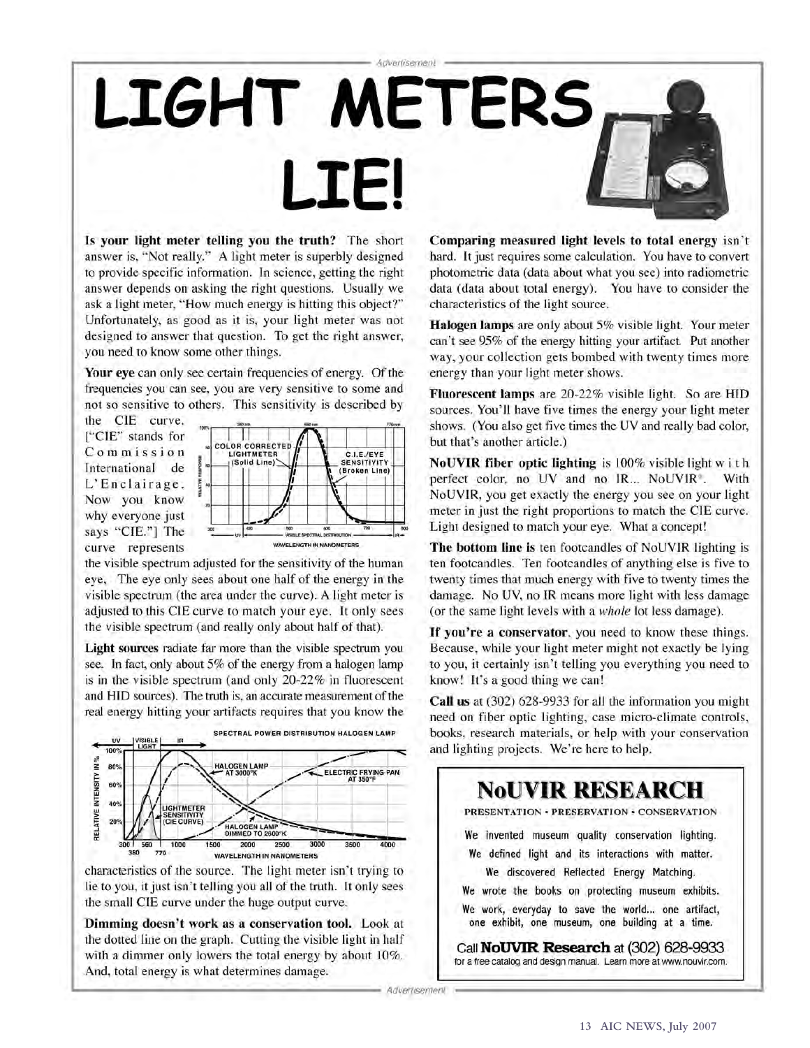Advertisement

# LIGHT METERS LIE!

**Is your light meter telling you the truth?** The short answer is, "Not really." A light meter is superbly designed to provide specific information. In science, getting the right answer depends on asking the right questions. Usually we ask a light meter, "How much energy is hitting this object?" Unfortunately, as good as it is, your light meter was not designed to answer that question. To get the right answer, you need to know some other things.

**Your eye** can only see certain frequencies of energy. Of the frequencies you can see, you are very sensitive to some and not so sensitive to others. This sensitivity is described by the CIE curve. ["CIE" stands for Commission International de L'Enclairage. Now you know why everyone just says "CIE."] The curve represents the visible spectrum adjusted for the sensitivity of the human eye. The eye only sees about one half of the energy in the visible spectrum (the area under the curve). A light meter is adjusted to this CIE curve to match your eye. It only sees the visible spectrum (and really only about half of that).

**Light sources** radiate far more than the visible spectrum you see. In fact, only about 5% of the energy from a halogen lamp is in the visible spectrum (and only 20-22% in fluorescent and HID sources). The truth is, an accurate measurement of the real energy hitting your artifacts requires that you know the characteristics of the source. The light meter isn't trying to lie to you, it just isn't telling you all of the truth. It only sees the small CIE curve under the huge output curve.

**Dimming doesn't work as a conservation tool.** Look at the dotted line on the graph. Cutting the visible light in half with a dimmer only lowers the total energy by about 10%. And, total energy is what determines damage.

**Comparing measured light levels to total energy** isn't hard. It just requires some calculation. You have to convert photometric data (data about what you see) into radiometric data (data about total energy). You have to consider the characteristics of the light source.

**Halogen lamps** are only about 5% visible light. Your meter can't see 95% of the energy hitting your artifact. Put another way, your collection gets bombed with twenty times more energy than your light meter shows.

**Fluorescent lamps** are 20-22% visible light. So are HID sources. You'll have five times the energy your light meter shows. (You also get five times the UV and really bad color, but that's another article.)

**NoUVIR fiber optic lighting** is 100% visible light with perfect color, no UV and no IR... NoUVIR®. With NoUVIR, you get exactly the energy you see on your light meter in just the right proportions to match the CIE curve. Light designed to match your eye. What a concept!

**The bottom line is** ten footcandles of NoUVIR lighting is ten footcandles. Ten footcandles of anything else is five to twenty times that much energy with five to twenty times the damage. No UV, no IR means more light with less damage (or the same light levels with a *whole* lot less damage).

**If you're a conservator**, you need to know these things. Because, while your light meter might not exactly be lying to you, it certainly isn't telling you everything you need to know! It's a good thing we can!

**Call us** at (302) 628-9933 for all the information you might need on fiber optic lighting, case micro-climate controls, books, research materials, or help with your conservation and lighting projects. We're here to help.

## NoUVIR RESEARCH

PRESENTATION • PRESERVATION • CONSERVATION

We invented museum quality conservation lighting.

We defined light and its interactions with matter.

We discovered Reflected Energy Matching.

We wrote the books on protecting museum exhibits.

We work, everyday to save the world... one artifact, one exhibit, one museum, one building at a time.

Call **NoUVIR Research** at (302) 628-9933 for a free catalog and design manual. Learn more at www.nouvir.com.

Advertisement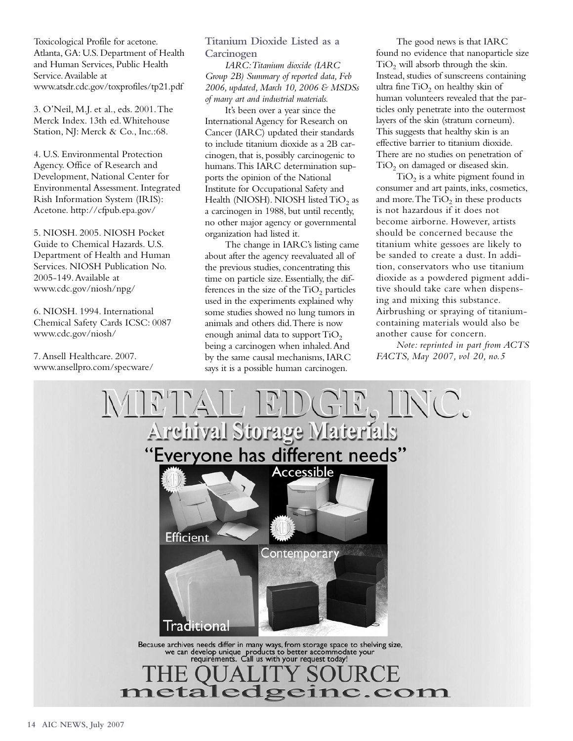Toxicological Profile for acetone. Atlanta, GA: U.S. Department of Health and Human Services, Public Health Service. Available at www.atsdr.cdc.gov/toxprofiles/tp21.pdf

3. O'Neil, M.J. et al., eds. 2001. The Merck Index. 13th ed. Whitehouse Station, NJ: Merck & Co., Inc.:68.

4. U.S. Environmental Protection Agency. Office of Research and Development, National Center for Environmental Assessment. Integrated Rish Information System (IRIS): Acetone. http://cfpub.epa.gov/

5. NIOSH. 2005. NIOSH Pocket Guide to Chemical Hazards. U.S. Department of Health and Human Services. NIOSH Publication No. 2005-149. Available at www.cdc.gov/niosh/npg/

6. NIOSH. 1994. International Chemical Safety Cards ICSC: 0087 www.cdc.gov/niosh/

7. Ansell Healthcare. 2007. www.ansellpro.com/specware/

## Titanium Dioxide Listed as a Carcinogen

*IARC: Titanium dioxide (IARC Group 2B) Summary of reported data, Feb 2006, updated, March 10, 2006 & MSDSs of many art and industrial materials.*

It's been over a year since the International Agency for Research on Cancer (IARC) updated their standards to include titanium dioxide as a 2B carcinogen, that is, possibly carcinogenic to humans. This IARC determination supports the opinion of the National Institute for Occupational Safety and Health (NIOSH). NIOSH listed $TiO_2$ as a carcinogen in 1988, but until recently, no other major agency or governmental organization had listed it.

The change in IARC's listing came about after the agency reevaluated all of the previous studies, concentrating this time on particle size. Essentially, the differences in the size of the $TiO_2$ particles used in the experiments explained why some studies showed no lung tumors in animals and others did. There is now enough animal data to support $TiO_2$ being a carcinogen when inhaled. And by the same causal mechanisms, IARC says it is a possible human carcinogen.

The good news is that IARC found no evidence that nanoparticle size $TiO_2$ will absorb through the skin. Instead, studies of sunscreens containing ultra fine $TiO_2$ on healthy skin of human volunteers revealed that the particles only penetrate into the outermost layers of the skin (stratum corneum). This suggests that healthy skin is an effective barrier to titanium dioxide. There are no studies on penetration of $TiO_2$ on damaged or diseased skin.

$TiO_2$ is a white pigment found in consumer and art paints, inks, cosmetics, and more. The $TiO_2$ in these products is not hazardous if it does not become airborne. However, artists should be concerned because the titanium white gessoes are likely to be sanded to create a dust. In addition, conservators who use titanium dioxide as a powdered pigment additive should take care when dispensing and mixing this substance. Airbrushing or spraying of titanium-containing materials would also be another cause for concern.

*Note: reprinted in part from ACTS FACTS, May 2007, vol 20, no.5*

# METAL EDGE, INC.

## Archival Storage Materials

"Everyone has different needs"

Accessible

Efficient

Contemporary

Traditional

Because archives needs differ in many ways, from storage space to shelving size, we can develop unique products to better accommodate your requirements. Call us with your request today!

THE QUALITY SOURCE

metaledgeinc.com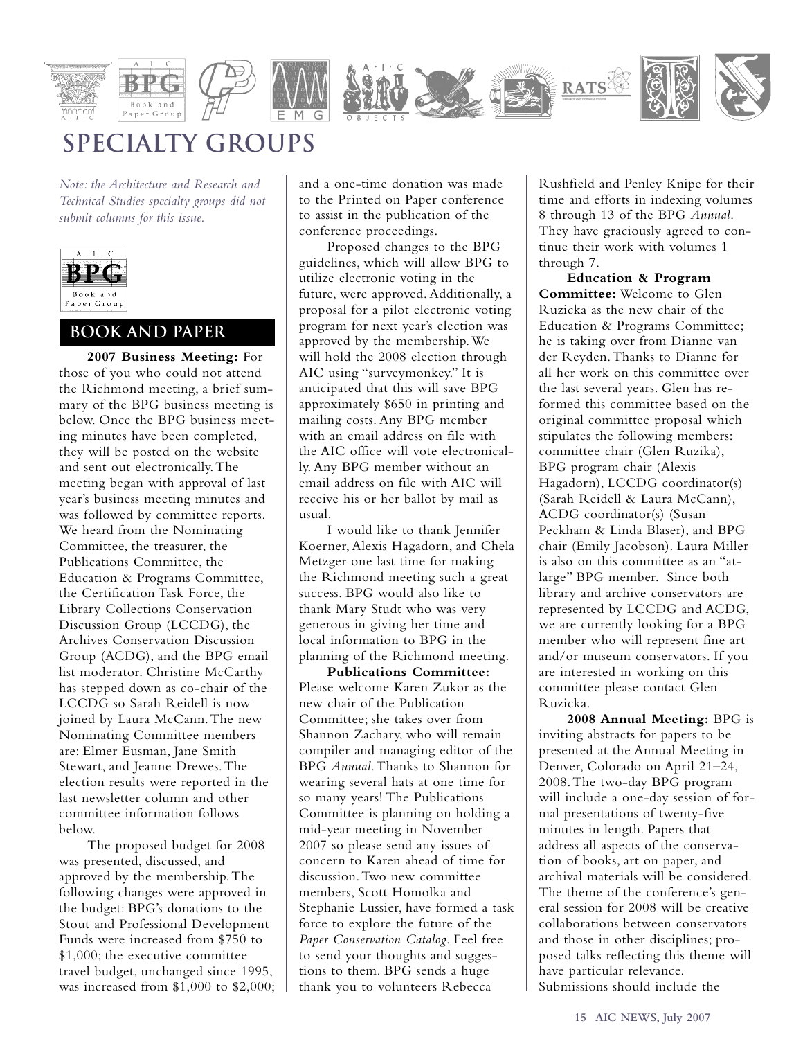# SPECIALTY GROUPS

*Note: the Architecture and Research and Technical Studies specialty groups did not submit columns for this issue.*

## BOOK AND PAPER

**2007 Business Meeting:** For those of you who could not attend the Richmond meeting, a brief summary of the BPG business meeting is below. Once the BPG business meeting minutes have been completed, they will be posted on the website and sent out electronically. The meeting began with approval of last year's business meeting minutes and was followed by committee reports. We heard from the Nominating Committee, the treasurer, the Publications Committee, the Education & Programs Committee, the Certification Task Force, the Library Collections Conservation Discussion Group (LCCDG), the Archives Conservation Discussion Group (ACDG), and the BPG email list moderator. Christine McCarthy has stepped down as co-chair of the LCCDG so Sarah Reidell is now joined by Laura McCann. The new Nominating Committee members are: Elmer Eusman, Jane Smith Stewart, and Jeanne Drewes. The election results were reported in the last newsletter column and other committee information follows below.

The proposed budget for 2008 was presented, discussed, and approved by the membership. The following changes were approved in the budget: BPG's donations to the Stout and Professional Development Funds were increased from $750 to $1,000; the executive committee travel budget, unchanged since 1995, was increased from $1,000 to $2,000; and a one-time donation was made to the Printed on Paper conference to assist in the publication of the conference proceedings.

Proposed changes to the BPG guidelines, which will allow BPG to utilize electronic voting in the future, were approved. Additionally, a proposal for a pilot electronic voting program for next year's election was approved by the membership. We will hold the 2008 election through AIC using "surveymonkey." It is anticipated that this will save BPG approximately $650 in printing and mailing costs. Any BPG member with an email address on file with the AIC office will vote electronically. Any BPG member without an email address on file with AIC will receive his or her ballot by mail as usual.

I would like to thank Jennifer Koerner, Alexis Hagadorn, and Chela Metzger one last time for making the Richmond meeting such a great success. BPG would also like to thank Mary Studt who was very generous in giving her time and local information to BPG in the planning of the Richmond meeting.

**Publications Committee:** Please welcome Karen Zukor as the new chair of the Publication Committee; she takes over from Shannon Zachary, who will remain compiler and managing editor of the BPG *Annual*. Thanks to Shannon for wearing several hats at one time for so many years! The Publications Committee is planning on holding a mid-year meeting in November 2007 so please send any issues of concern to Karen ahead of time for discussion. Two new committee members, Scott Homolka and Stephanie Lussier, have formed a task force to explore the future of the *Paper Conservation Catalog*. Feel free to send your thoughts and suggestions to them. BPG sends a huge thank you to volunteers Rebecca Rushfield and Penley Knipe for their time and efforts in indexing volumes 8 through 13 of the BPG *Annual*. They have graciously agreed to continue their work with volumes 1 through 7.

**Education & Program Committee:** Welcome to Glen Ruzicka as the new chair of the Education & Programs Committee; he is taking over from Dianne van der Reyden. Thanks to Dianne for all her work on this committee over the last several years. Glen has reformed this committee based on the original committee proposal which stipulates the following members: committee chair (Glen Ruzika), BPG program chair (Alexis Hagadorn), LCCDG coordinator(s) (Sarah Reidell & Laura McCann), ACDG coordinator(s) (Susan Peckham & Linda Blaser), and BPG chair (Emily Jacobson). Laura Miller is also on this committee as an "at-large" BPG member. Since both library and archive conservators are represented by LCCDG and ACDG, we are currently looking for a BPG member who will represent fine art and/or museum conservators. If you are interested in working on this committee please contact Glen Ruzicka.

**2008 Annual Meeting:** BPG is inviting abstracts for papers to be presented at the Annual Meeting in Denver, Colorado on April 21–24, 2008. The two-day BPG program will include a one-day session of formal presentations of twenty-five minutes in length. Papers that address all aspects of the conservation of books, art on paper, and archival materials will be considered. The theme of the conference's general session for 2008 will be creative collaborations between conservators and those in other disciplines; proposed talks reflecting this theme will have particular relevance. Submissions should include the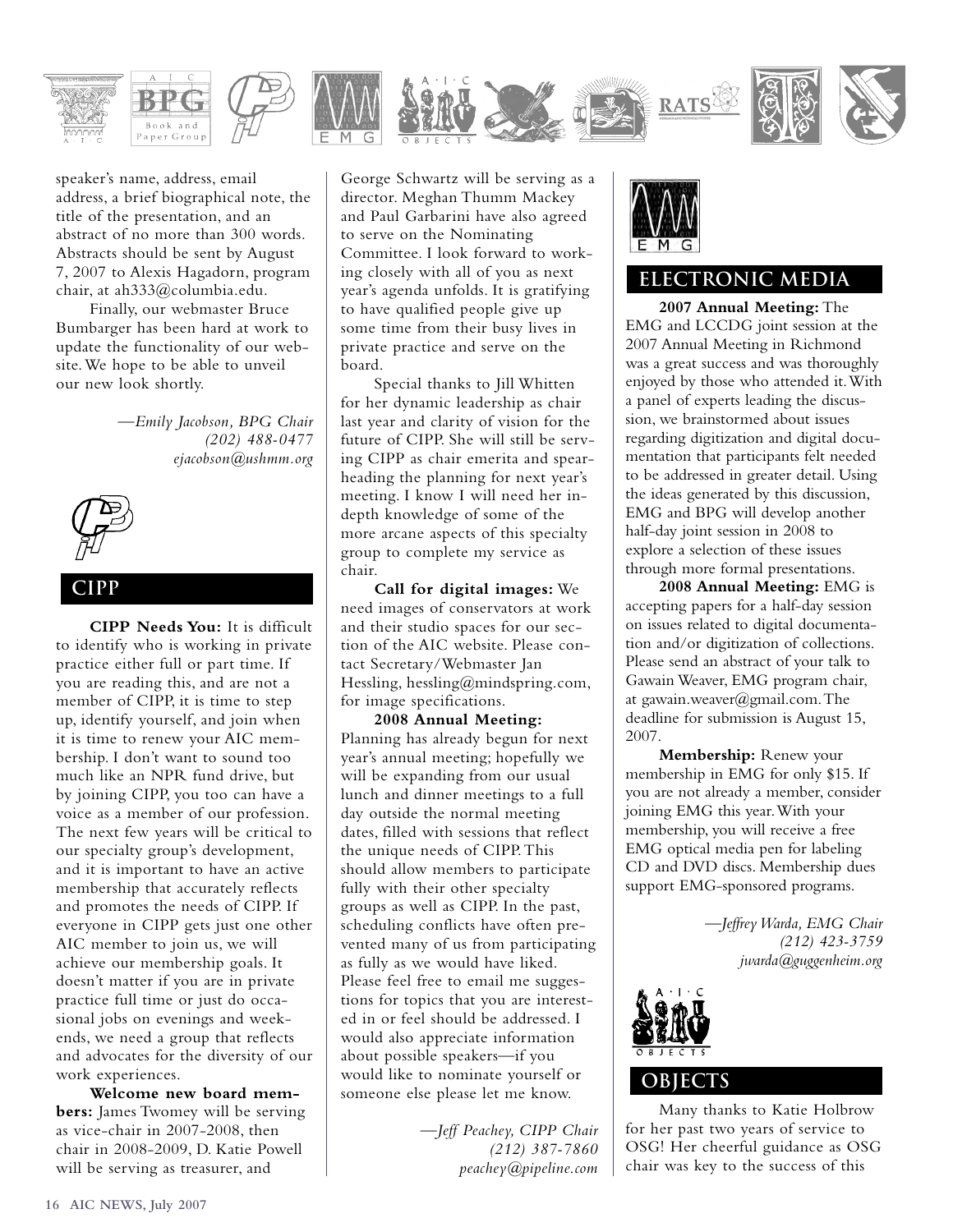speaker's name, address, email address, a brief biographical note, the title of the presentation, and an abstract of no more than 300 words. Abstracts should be sent by August 7, 2007 to Alexis Hagadorn, program chair, at ah333@columbia.edu.

Finally, our webmaster Bruce Bumbarger has been hard at work to update the functionality of our website. We hope to be able to unveil our new look shortly.

*—Emily Jacobson, BPG Chair*
*(202) 488-0477*
*ejacobson@ushmm.org*

## CIPP

**CIPP Needs You:** It is difficult to identify who is working in private practice either full or part time. If you are reading this, and are not a member of CIPP, it is time to step up, identify yourself, and join when it is time to renew your AIC membership. I don't want to sound too much like an NPR fund drive, but by joining CIPP, you too can have a voice as a member of our profession. The next few years will be critical to our specialty group's development, and it is important to have an active membership that accurately reflects and promotes the needs of CIPP. If everyone in CIPP gets just one other AIC member to join us, we will achieve our membership goals. It doesn't matter if you are in private practice full time or just do occasional jobs on evenings and weekends, we need a group that reflects and advocates for the diversity of our work experiences.

**Welcome new board members:** James Twomey will be serving as vice-chair in 2007-2008, then chair in 2008-2009, D. Katie Powell will be serving as treasurer, and George Schwartz will be serving as a director. Meghan Thumm Mackey and Paul Garbarini have also agreed to serve on the Nominating Committee. I look forward to working closely with all of you as next year's agenda unfolds. It is gratifying to have qualified people give up some time from their busy lives in private practice and serve on the board.

Special thanks to Jill Whitten for her dynamic leadership as chair last year and clarity of vision for the future of CIPP. She will still be serving CIPP as chair emerita and spearheading the planning for next year's meeting. I know I will need her in-depth knowledge of some of the more arcane aspects of this specialty group to complete my service as chair.

**Call for digital images:** We need images of conservators at work and their studio spaces for our section of the AIC website. Please contact Secretary/Webmaster Jan Hessling, hessling@mindspring.com, for image specifications.

**2008 Annual Meeting:** Planning has already begun for next year's annual meeting; hopefully we will be expanding from our usual lunch and dinner meetings to a full day outside the normal meeting dates, filled with sessions that reflect the unique needs of CIPP. This should allow members to participate fully with their other specialty groups as well as CIPP. In the past, scheduling conflicts have often prevented many of us from participating as fully as we would have liked. Please feel free to email me suggestions for topics that you are interested in or feel should be addressed. I would also appreciate information about possible speakers—if you would like to nominate yourself or someone else please let me know.

*—Jeff Peachey, CIPP Chair*
*(212) 387-7860*
*peachey@pipeline.com*

## ELECTRONIC MEDIA

**2007 Annual Meeting:** The EMG and LCCDG joint session at the 2007 Annual Meeting in Richmond was a great success and was thoroughly enjoyed by those who attended it. With a panel of experts leading the discussion, we brainstormed about issues regarding digitization and digital documentation that participants felt needed to be addressed in greater detail. Using the ideas generated by this discussion, EMG and BPG will develop another half-day joint session in 2008 to explore a selection of these issues through more formal presentations.

**2008 Annual Meeting:** EMG is accepting papers for a half-day session on issues related to digital documentation and/or digitization of collections. Please send an abstract of your talk to Gawain Weaver, EMG program chair, at gawain.weaver@gmail.com. The deadline for submission is August 15, 2007.

**Membership:** Renew your membership in EMG for only $15. If you are not already a member, consider joining EMG this year. With your membership, you will receive a free EMG optical media pen for labeling CD and DVD discs. Membership dues support EMG-sponsored programs.

*—Jeffrey Warda, EMG Chair*
*(212) 423-3759*
*jwarda@guggenheim.org*

## OBJECTS

Many thanks to Katie Holbrow for her past two years of service to OSG! Her cheerful guidance as OSG chair was key to the success of this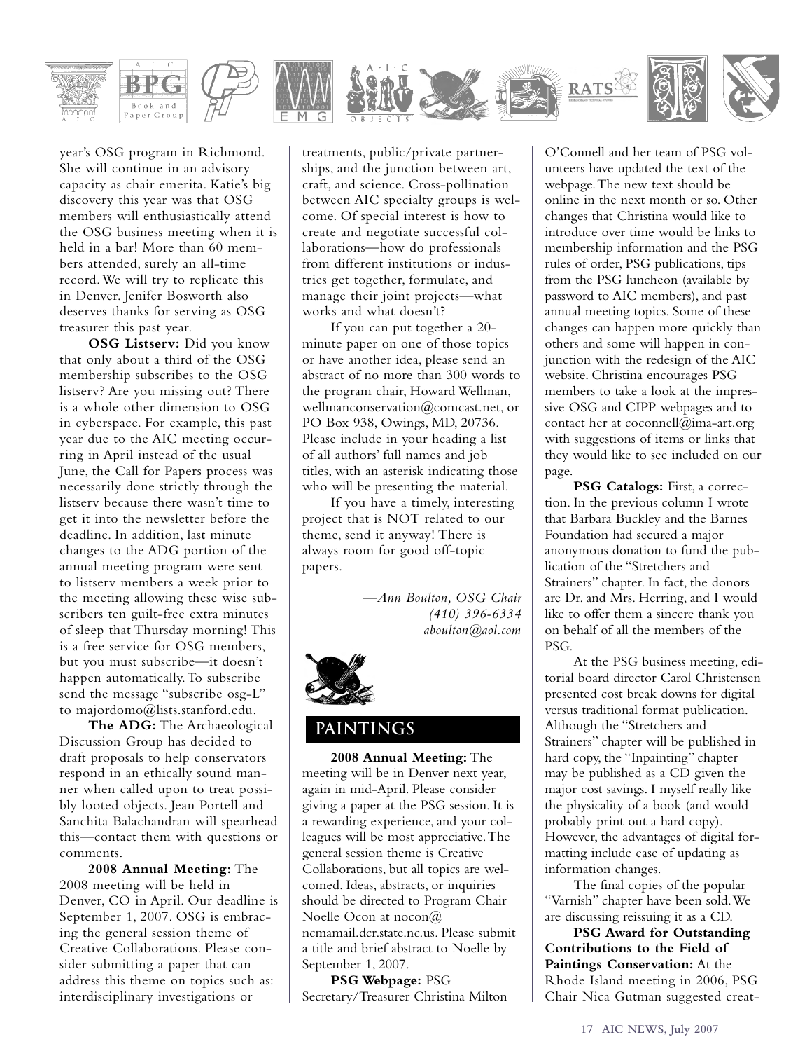year's OSG program in Richmond. She will continue in an advisory capacity as chair emerita. Katie's big discovery this year was that OSG members will enthusiastically attend the OSG business meeting when it is held in a bar! More than 60 members attended, surely an all-time record. We will try to replicate this in Denver. Jenifer Bosworth also deserves thanks for serving as OSG treasurer this past year.

**OSG Listserv:** Did you know that only about a third of the OSG membership subscribes to the OSG listserv? Are you missing out? There is a whole other dimension to OSG in cyberspace. For example, this past year due to the AIC meeting occurring in April instead of the usual June, the Call for Papers process was necessarily done strictly through the listserv because there wasn't time to get it into the newsletter before the deadline. In addition, last minute changes to the ADG portion of the annual meeting program were sent to listserv members a week prior to the meeting allowing these wise subscribers ten guilt-free extra minutes of sleep that Thursday morning! This is a free service for OSG members, but you must subscribe—it doesn't happen automatically. To subscribe send the message "subscribe osg-L" to majordomo@lists.stanford.edu.

**The ADG:** The Archaeological Discussion Group has decided to draft proposals to help conservators respond in an ethically sound manner when called upon to treat possibly looted objects. Jean Portell and Sanchita Balachandran will spearhead this—contact them with questions or comments.

**2008 Annual Meeting:** The 2008 meeting will be held in Denver, CO in April. Our deadline is September 1, 2007. OSG is embracing the general session theme of Creative Collaborations. Please consider submitting a paper that can address this theme on topics such as: interdisciplinary investigations or treatments, public/private partnerships, and the junction between art, craft, and science. Cross-pollination between AIC specialty groups is welcome. Of special interest is how to create and negotiate successful collaborations—how do professionals from different institutions or industries get together, formulate, and manage their joint projects—what works and what doesn't?

If you can put together a 20-minute paper on one of those topics or have another idea, please send an abstract of no more than 300 words to the program chair, Howard Wellman, wellmanconservation@comcast.net, or PO Box 938, Owings, MD, 20736. Please include in your heading a list of all authors' full names and job titles, with an asterisk indicating those who will be presenting the material.

If you have a timely, interesting project that is NOT related to our theme, send it anyway! There is always room for good off-topic papers.

*—Ann Boulton, OSG Chair*
*(410) 396-6334*
*aboulton@aol.com*

## PAINTINGS

**2008 Annual Meeting:** The meeting will be in Denver next year, again in mid-April. Please consider giving a paper at the PSG session. It is a rewarding experience, and your colleagues will be most appreciative. The general session theme is Creative Collaborations, but all topics are welcomed. Ideas, abstracts, or inquiries should be directed to Program Chair Noelle Ocon at nocon@ncmamail.dcr.state.nc.us. Please submit a title and brief abstract to Noelle by September 1, 2007.

**PSG Webpage:** PSG Secretary/Treasurer Christina Milton O'Connell and her team of PSG volunteers have updated the text of the webpage. The new text should be online in the next month or so. Other changes that Christina would like to introduce over time would be links to membership information and the PSG rules of order, PSG publications, tips from the PSG luncheon (available by password to AIC members), and past annual meeting topics. Some of these changes can happen more quickly than others and some will happen in conjunction with the redesign of the AIC website. Christina encourages PSG members to take a look at the impressive OSG and CIPP webpages and to contact her at coconnell@ima-art.org with suggestions of items or links that they would like to see included on our page.

**PSG Catalogs:** First, a correction. In the previous column I wrote that Barbara Buckley and the Barnes Foundation had secured a major anonymous donation to fund the publication of the "Stretchers and Strainers" chapter. In fact, the donors are Dr. and Mrs. Herring, and I would like to offer them a sincere thank you on behalf of all the members of the PSG.

At the PSG business meeting, editorial board director Carol Christensen presented cost break downs for digital versus traditional format publication. Although the "Stretchers and Strainers" chapter will be published in hard copy, the "Inpainting" chapter may be published as a CD given the major cost savings. I myself really like the physicality of a book (and would probably print out a hard copy). However, the advantages of digital formatting include ease of updating as information changes.

The final copies of the popular "Varnish" chapter have been sold. We are discussing reissuing it as a CD.

**PSG Award for Outstanding Contributions to the Field of Paintings Conservation:** At the Rhode Island meeting in 2006, PSG Chair Nica Gutman suggested creat-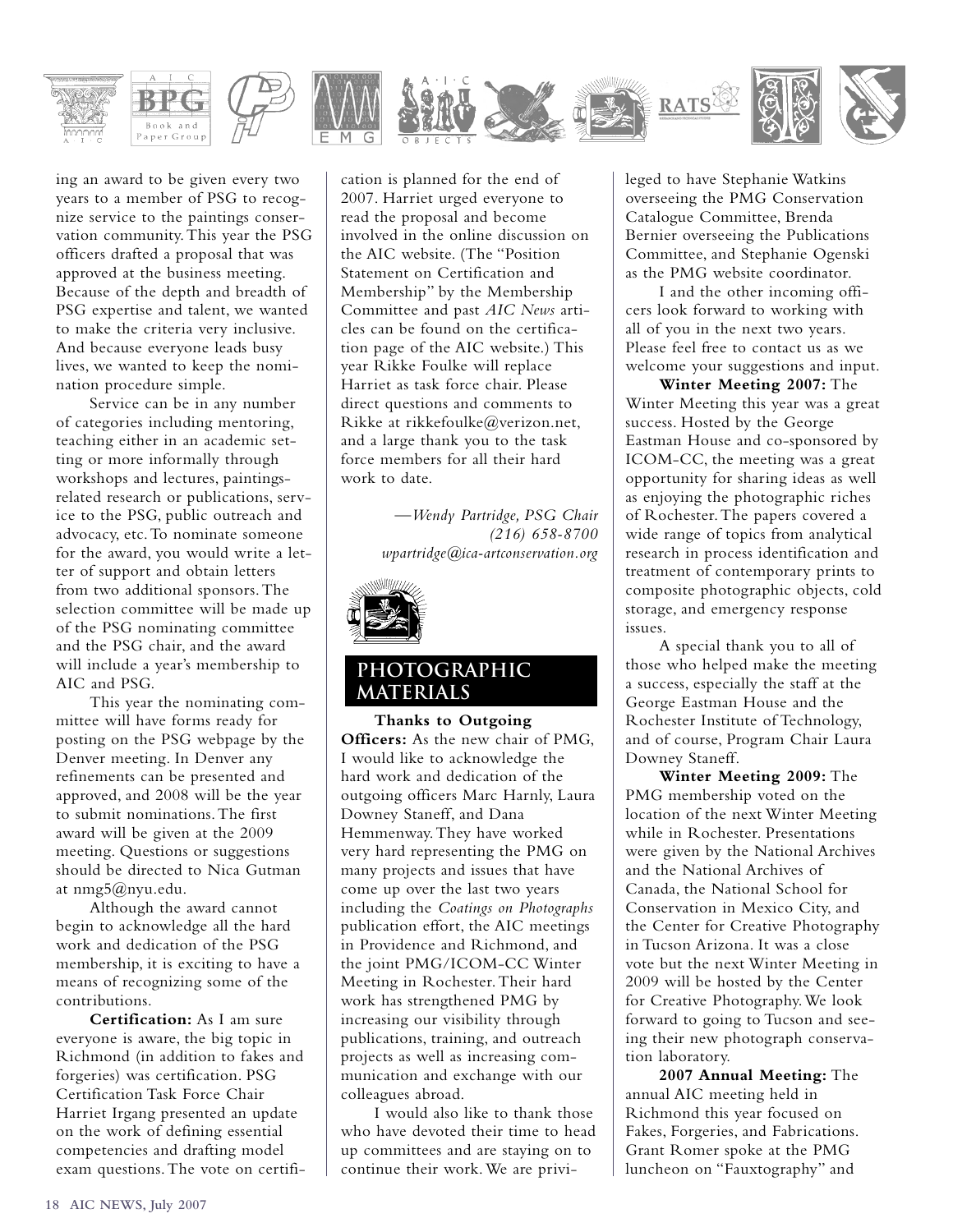ing an award to be given every two years to a member of PSG to recognize service to the paintings conservation community. This year the PSG officers drafted a proposal that was approved at the business meeting. Because of the depth and breadth of PSG expertise and talent, we wanted to make the criteria very inclusive. And because everyone leads busy lives, we wanted to keep the nomination procedure simple.

Service can be in any number of categories including mentoring, teaching either in an academic setting or more informally through workshops and lectures, paintings-related research or publications, service to the PSG, public outreach and advocacy, etc. To nominate someone for the award, you would write a letter of support and obtain letters from two additional sponsors. The selection committee will be made up of the PSG nominating committee and the PSG chair, and the award will include a year's membership to AIC and PSG.

This year the nominating committee will have forms ready for posting on the PSG webpage by the Denver meeting. In Denver any refinements can be presented and approved, and 2008 will be the year to submit nominations. The first award will be given at the 2009 meeting. Questions or suggestions should be directed to Nica Gutman at nmg5@nyu.edu.

Although the award cannot begin to acknowledge all the hard work and dedication of the PSG membership, it is exciting to have a means of recognizing some of the contributions.

**Certification:** As I am sure everyone is aware, the big topic in Richmond (in addition to fakes and forgeries) was certification. PSG Certification Task Force Chair Harriet Irgang presented an update on the work of defining essential competencies and drafting model exam questions. The vote on certification is planned for the end of 2007. Harriet urged everyone to read the proposal and become involved in the online discussion on the AIC website. (The "Position Statement on Certification and Membership" by the Membership Committee and past *AIC News* articles can be found on the certification page of the AIC website.) This year Rikke Foulke will replace Harriet as task force chair. Please direct questions and comments to Rikke at rikkefoulke@verizon.net, and a large thank you to the task force members for all their hard work to date.

*—Wendy Partridge, PSG Chair*
*(216) 658-8700*
*wpartridge@ica-artconservation.org*

## PHOTOGRAPHIC MATERIALS

**Thanks to Outgoing Officers:** As the new chair of PMG, I would like to acknowledge the hard work and dedication of the outgoing officers Marc Harnly, Laura Downey Staneff, and Dana Hemmenway. They have worked very hard representing the PMG on many projects and issues that have come up over the last two years including the *Coatings on Photographs* publication effort, the AIC meetings in Providence and Richmond, and the joint PMG/ICOM-CC Winter Meeting in Rochester. Their hard work has strengthened PMG by increasing our visibility through publications, training, and outreach projects as well as increasing communication and exchange with our colleagues abroad.

I would also like to thank those who have devoted their time to head up committees and are staying on to continue their work. We are privileged to have Stephanie Watkins overseeing the PMG Conservation Catalogue Committee, Brenda Bernier overseeing the Publications Committee, and Stephanie Ogenski as the PMG website coordinator.

I and the other incoming officers look forward to working with all of you in the next two years. Please feel free to contact us as we welcome your suggestions and input.

**Winter Meeting 2007:** The Winter Meeting this year was a great success. Hosted by the George Eastman House and co-sponsored by ICOM-CC, the meeting was a great opportunity for sharing ideas as well as enjoying the photographic riches of Rochester. The papers covered a wide range of topics from analytical research in process identification and treatment of contemporary prints to composite photographic objects, cold storage, and emergency response issues.

A special thank you to all of those who helped make the meeting a success, especially the staff at the George Eastman House and the Rochester Institute of Technology, and of course, Program Chair Laura Downey Staneff.

**Winter Meeting 2009:** The PMG membership voted on the location of the next Winter Meeting while in Rochester. Presentations were given by the National Archives and the National Archives of Canada, the National School for Conservation in Mexico City, and the Center for Creative Photography in Tucson Arizona. It was a close vote but the next Winter Meeting in 2009 will be hosted by the Center for Creative Photography. We look forward to going to Tucson and seeing their new photograph conservation laboratory.

**2007 Annual Meeting:** The annual AIC meeting held in Richmond this year focused on Fakes, Forgeries, and Fabrications. Grant Romer spoke at the PMG luncheon on "Fauxtography" and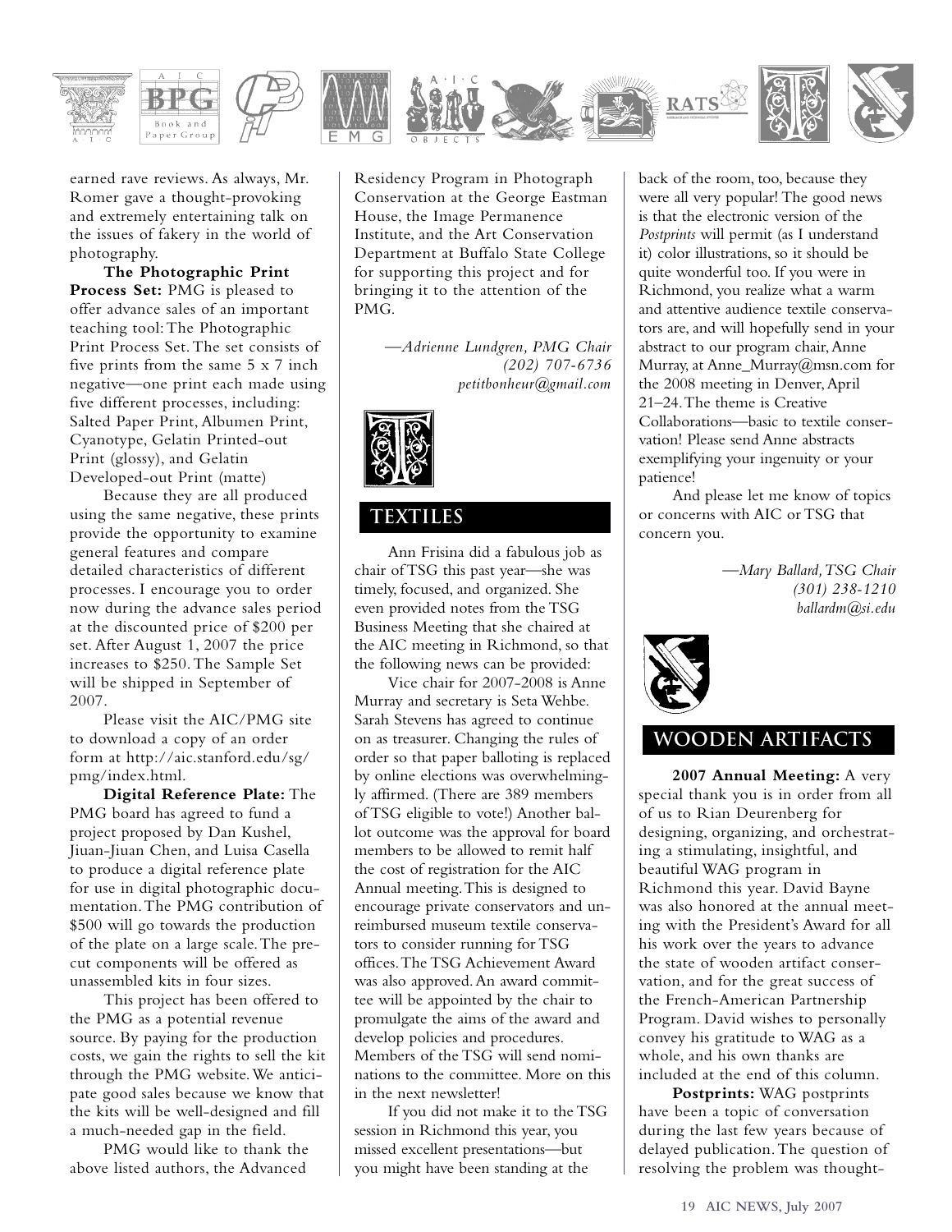earned rave reviews. As always, Mr. Romer gave a thought-provoking and extremely entertaining talk on the issues of fakery in the world of photography.

**The Photographic Print Process Set:** PMG is pleased to offer advance sales of an important teaching tool: The Photographic Print Process Set. The set consists of five prints from the same 5 x 7 inch negative—one print each made using five different processes, including: Salted Paper Print, Albumen Print, Cyanotype, Gelatin Printed-out Print (glossy), and Gelatin Developed-out Print (matte)

Because they are all produced using the same negative, these prints provide the opportunity to examine general features and compare detailed characteristics of different processes. I encourage you to order now during the advance sales period at the discounted price of $200 per set. After August 1, 2007 the price increases to $250. The Sample Set will be shipped in September of 2007.

Please visit the AIC/PMG site to download a copy of an order form at http://aic.stanford.edu/sg/pmg/index.html.

**Digital Reference Plate:** The PMG board has agreed to fund a project proposed by Dan Kushel, Jiuan-Jiuan Chen, and Luisa Casella to produce a digital reference plate for use in digital photographic documentation. The PMG contribution of $500 will go towards the production of the plate on a large scale. The precut components will be offered as unassembled kits in four sizes.

This project has been offered to the PMG as a potential revenue source. By paying for the production costs, we gain the rights to sell the kit through the PMG website. We anticipate good sales because we know that the kits will be well-designed and fill a much-needed gap in the field.

PMG would like to thank the above listed authors, the Advanced Residency Program in Photograph Conservation at the George Eastman House, the Image Permanence Institute, and the Art Conservation Department at Buffalo State College for supporting this project and for bringing it to the attention of the PMG.

*—Adrienne Lundgren, PMG Chair*
*(202) 707-6736*
*petitbonheur@gmail.com*

## TEXTILES

Ann Frisina did a fabulous job as chair of TSG this past year—she was timely, focused, and organized. She even provided notes from the TSG Business Meeting that she chaired at the AIC meeting in Richmond, so that the following news can be provided:

Vice chair for 2007-2008 is Anne Murray and secretary is Seta Wehbe. Sarah Stevens has agreed to continue on as treasurer. Changing the rules of order so that paper balloting is replaced by online elections was overwhelmingly affirmed. (There are 389 members of TSG eligible to vote!) Another ballot outcome was the approval for board members to be allowed to remit half the cost of registration for the AIC Annual meeting. This is designed to encourage private conservators and unreimbursed museum textile conservators to consider running for TSG offices. The TSG Achievement Award was also approved. An award committee will be appointed by the chair to promulgate the aims of the award and develop policies and procedures. Members of the TSG will send nominations to the committee. More on this in the next newsletter!

If you did not make it to the TSG session in Richmond this year, you missed excellent presentations—but you might have been standing at the back of the room, too, because they were all very popular! The good news is that the electronic version of the *Postprints* will permit (as I understand it) color illustrations, so it should be quite wonderful too. If you were in Richmond, you realize what a warm and attentive audience textile conservators are, and will hopefully send in your abstract to our program chair, Anne Murray, at Anne_Murray@msn.com for the 2008 meeting in Denver, April 21–24. The theme is Creative Collaborations—basic to textile conservation! Please send Anne abstracts exemplifying your ingenuity or your patience!

And please let me know of topics or concerns with AIC or TSG that concern you.

*—Mary Ballard, TSG Chair*
*(301) 238-1210*
*ballardm@si.edu*

## WOODEN ARTIFACTS

**2007 Annual Meeting:** A very special thank you is in order from all of us to Rian Deurenberg for designing, organizing, and orchestrating a stimulating, insightful, and beautiful WAG program in Richmond this year. David Bayne was also honored at the annual meeting with the President's Award for all his work over the years to advance the state of wooden artifact conservation, and for the great success of the French-American Partnership Program. David wishes to personally convey his gratitude to WAG as a whole, and his own thanks are included at the end of this column.

**Postprints:** WAG postprints have been a topic of conversation during the last few years because of delayed publication. The question of resolving the problem was thought-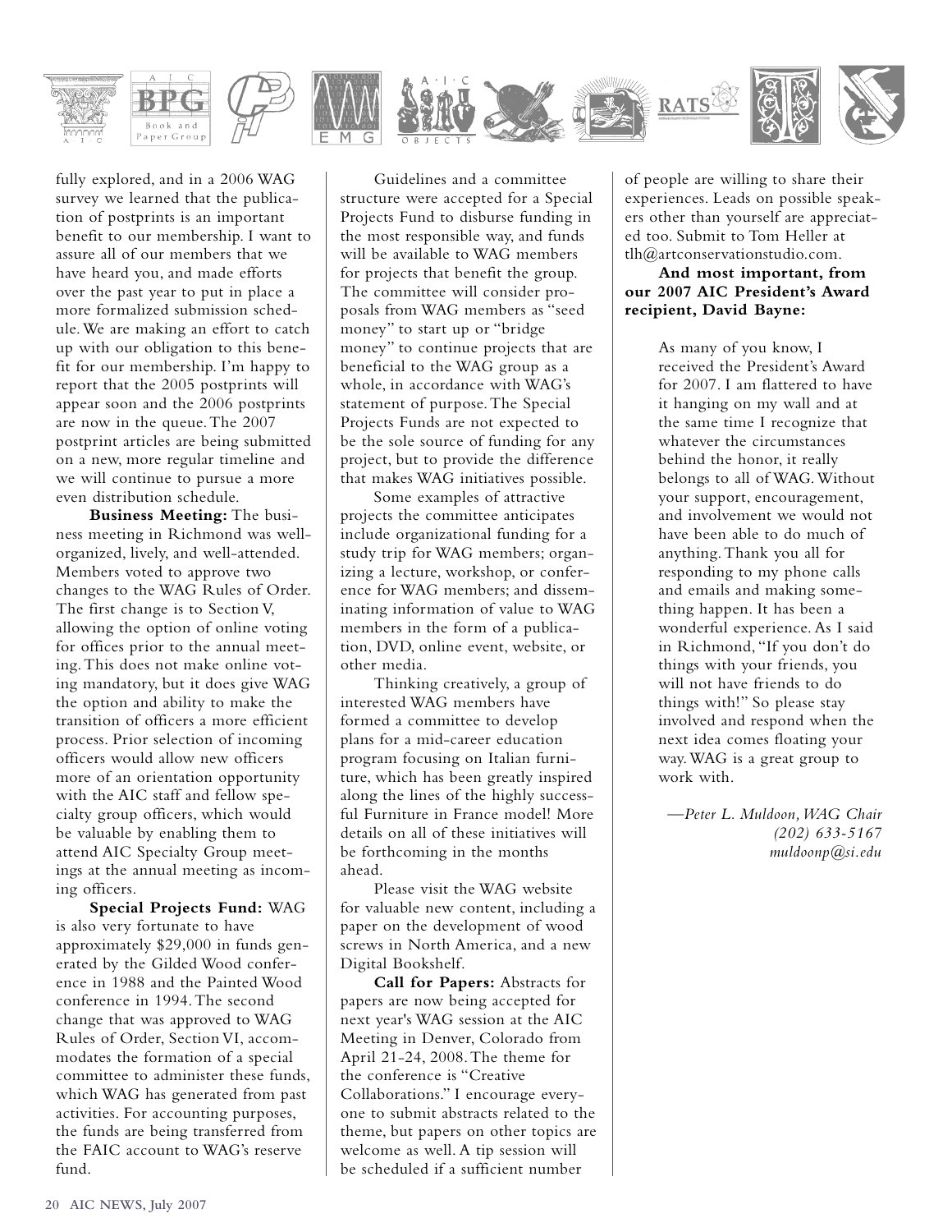fully explored, and in a 2006 WAG survey we learned that the publication of postprints is an important benefit to our membership. I want to assure all of our members that we have heard you, and made efforts over the past year to put in place a more formalized submission schedule. We are making an effort to catch up with our obligation to this benefit for our membership. I'm happy to report that the 2005 postprints will appear soon and the 2006 postprints are now in the queue. The 2007 postprint articles are being submitted on a new, more regular timeline and we will continue to pursue a more even distribution schedule.

**Business Meeting:** The business meeting in Richmond was well-organized, lively, and well-attended. Members voted to approve two changes to the WAG Rules of Order. The first change is to Section V, allowing the option of online voting for offices prior to the annual meeting. This does not make online voting mandatory, but it does give WAG the option and ability to make the transition of officers a more efficient process. Prior selection of incoming officers would allow new officers more of an orientation opportunity with the AIC staff and fellow specialty group officers, which would be valuable by enabling them to attend AIC Specialty Group meetings at the annual meeting as incoming officers.

**Special Projects Fund:** WAG is also very fortunate to have approximately $29,000 in funds generated by the Gilded Wood conference in 1988 and the Painted Wood conference in 1994. The second change that was approved to WAG Rules of Order, Section VI, accommodates the formation of a special committee to administer these funds, which WAG has generated from past activities. For accounting purposes, the funds are being transferred from the FAIC account to WAG's reserve fund.

Guidelines and a committee structure were accepted for a Special Projects Fund to disburse funding in the most responsible way, and funds will be available to WAG members for projects that benefit the group. The committee will consider proposals from WAG members as "seed money" to start up or "bridge money" to continue projects that are beneficial to the WAG group as a whole, in accordance with WAG's statement of purpose. The Special Projects Funds are not expected to be the sole source of funding for any project, but to provide the difference that makes WAG initiatives possible.

Some examples of attractive projects the committee anticipates include organizational funding for a study trip for WAG members; organizing a lecture, workshop, or conference for WAG members; and disseminating information of value to WAG members in the form of a publication, DVD, online event, website, or other media.

Thinking creatively, a group of interested WAG members have formed a committee to develop plans for a mid-career education program focusing on Italian furniture, which has been greatly inspired along the lines of the highly successful Furniture in France model! More details on all of these initiatives will be forthcoming in the months ahead.

Please visit the WAG website for valuable new content, including a paper on the development of wood screws in North America, and a new Digital Bookshelf.

**Call for Papers:** Abstracts for papers are now being accepted for next year's WAG session at the AIC Meeting in Denver, Colorado from April 21-24, 2008. The theme for the conference is "Creative Collaborations." I encourage everyone to submit abstracts related to the theme, but papers on other topics are welcome as well. A tip session will be scheduled if a sufficient number of people are willing to share their experiences. Leads on possible speakers other than yourself are appreciated too. Submit to Tom Heller at tlh@artconservationstudio.com.

**And most important, from our 2007 AIC President's Award recipient, David Bayne:**

> As many of you know, I received the President's Award for 2007. I am flattered to have it hanging on my wall and at the same time I recognize that whatever the circumstances behind the honor, it really belongs to all of WAG. Without your support, encouragement, and involvement we would not have been able to do much of anything. Thank you all for responding to my phone calls and emails and making something happen. It has been a wonderful experience. As I said in Richmond, "If you don't do things with your friends, you will not have friends to do things with!" So please stay involved and respond when the next idea comes floating your way. WAG is a great group to work with.

*—Peter L. Muldoon, WAG Chair*
*(202) 633-5167*
*muldoonp@si.edu*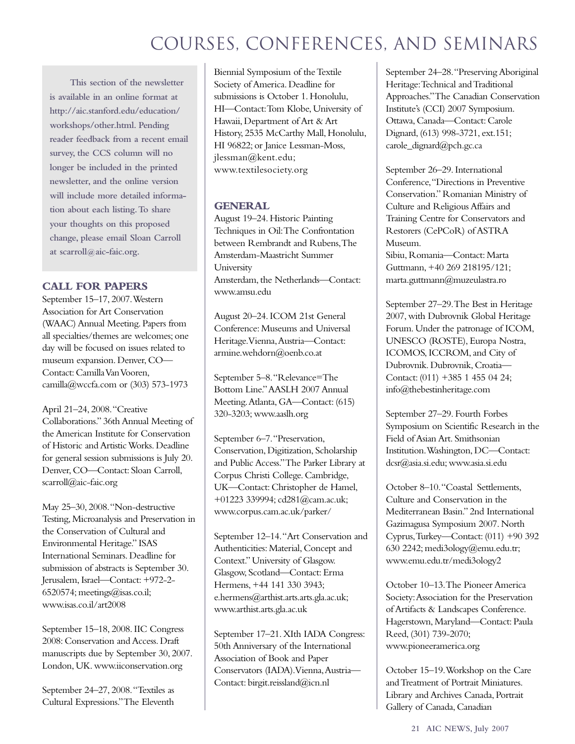# COURSES, CONFERENCES, AND SEMINARS

**This section of the newsletter is available in an online format at http://aic.stanford.edu/education/workshops/other.html. Pending reader feedback from a recent email survey, the CCS column will no longer be included in the printed newsletter, and the online version will include more detailed information about each listing. To share your thoughts on this proposed change, please email Sloan Carroll at scarroll@aic-faic.org.**

## CALL FOR PAPERS

September 15–17, 2007. Western Association for Art Conservation (WAAC) Annual Meeting. Papers from all specialties/themes are welcomes; one day will be focused on issues related to museum expansion. Denver, CO—Contact: Camilla Van Vooren, camilla@wccfa.com or (303) 573-1973

April 21–24, 2008. "Creative Collaborations." 36th Annual Meeting of the American Institute for Conservation of Historic and Artistic Works. Deadline for general session submissions is July 20. Denver, CO—Contact: Sloan Carroll, scarroll@aic-faic.org

May 25–30, 2008. "Non-destructive Testing, Microanalysis and Preservation in the Conservation of Cultural and Environmental Heritage." ISAS International Seminars. Deadline for submission of abstracts is September 30. Jerusalem, Israel—Contact: +972-2-6520574; meetings@isas.co.il; www.isas.co.il/art2008

September 15–18, 2008. IIC Congress 2008: Conservation and Access. Draft manuscripts due by September 30, 2007. London, UK. www.iiconservation.org

September 24–27, 2008. "Textiles as Cultural Expressions." The Eleventh Biennial Symposium of the Textile Society of America. Deadline for submissions is October 1. Honolulu, HI—Contact: Tom Klobe, University of Hawaii, Department of Art & Art History, 2535 McCarthy Mall, Honolulu, HI 96822; or Janice Lessman-Moss, jlessman@kent.edu; www.textilesociety.org

## GENERAL

August 19–24. Historic Painting Techniques in Oil: The Confrontation between Rembrandt and Rubens, The Amsterdam-Maastricht Summer University
Amsterdam, the Netherlands—Contact: www.amsu.edu

August 20–24. ICOM 21st General Conference: Museums and Universal Heritage. Vienna, Austria—Contact: armine.wehdorn@oenb.co.at

September 5–8. "Relevance=The Bottom Line." AASLH 2007 Annual Meeting. Atlanta, GA—Contact: (615) 320-3203; www.aaslh.org

September 6–7. "Preservation, Conservation, Digitization, Scholarship and Public Access." The Parker Library at Corpus Christi College. Cambridge, UK—Contact: Christopher de Hamel, +01223 339994; cd281@cam.ac.uk; www.corpus.cam.ac.uk/parker/

September 12–14. "Art Conservation and Authenticities: Material, Concept and Context." University of Glasgow. Glasgow, Scotland—Contact: Erma Hermens, +44 141 330 3943; e.hermens@arthist.arts.arts.gla.ac.uk; www.arthist.arts.gla.ac.uk

September 17–21. XIth IADA Congress: 50th Anniversary of the International Association of Book and Paper Conservators (IADA). Vienna, Austria—Contact: birgit.reissland@icn.nl

September 24–28. "Preserving Aboriginal Heritage: Technical and Traditional Approaches." The Canadian Conservation Institute's (CCI) 2007 Symposium. Ottawa, Canada—Contact: Carole Dignard, (613) 998-3721, ext.151; carole_dignard@pch.gc.ca

September 26–29. International Conference, "Directions in Preventive Conservation." Romanian Ministry of Culture and Religious Affairs and Training Centre for Conservators and Restorers (CePCoR) of ASTRA Museum.
Sibiu, Romania—Contact: Marta Guttmann, +40 269 218195/121; marta.guttmann@muzeulastra.ro

September 27–29. The Best in Heritage 2007, with Dubrovnik Global Heritage Forum. Under the patronage of ICOM, UNESCO (ROSTE), Europa Nostra, ICOMOS, ICCROM, and City of Dubrovnik. Dubrovnik, Croatia—Contact: (011) +385 1 455 04 24; info@thebestinheritage.com

September 27–29. Fourth Forbes Symposium on Scientific Research in the Field of Asian Art. Smithsonian Institution. Washington, DC—Contact: dcsr@asia.si.edu; www.asia.si.edu

October 8–10. "Coastal Settlements, Culture and Conservation in the Mediterranean Basin." 2nd International Gazimagusa Symposium 2007. North Cyprus, Turkey—Contact: (011) +90 392 630 2242; medi3ology@emu.edu.tr; www.emu.edu.tr/medi3ology2

October 10–13. The Pioneer America Society: Association for the Preservation of Artifacts & Landscapes Conference. Hagerstown, Maryland—Contact: Paula Reed, (301) 739-2070; www.pioneeramerica.org

October 15–19. Workshop on the Care and Treatment of Portrait Miniatures. Library and Archives Canada, Portrait Gallery of Canada, Canadian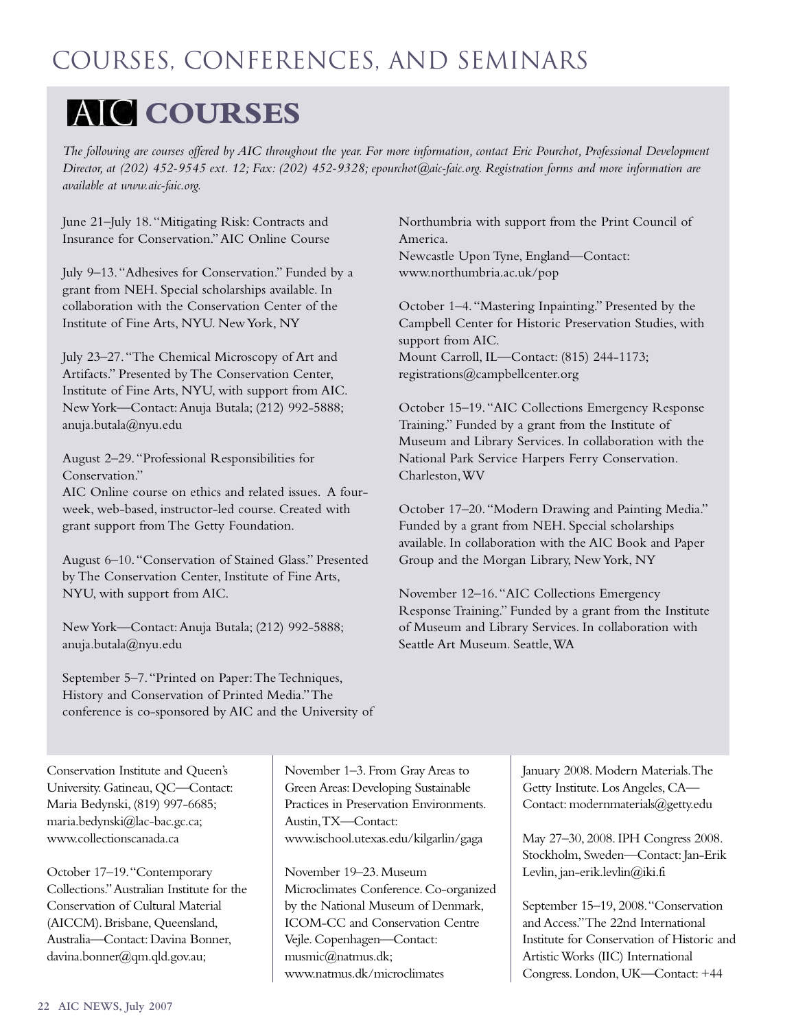# COURSES, CONFERENCES, AND SEMINARS

## AIC COURSES

*The following are courses offered by AIC throughout the year. For more information, contact Eric Pourchot, Professional Development Director, at (202) 452-9545 ext. 12; Fax: (202) 452-9328; epourchot@aic-faic.org. Registration forms and more information are available at www.aic-faic.org.*

June 21–July 18. "Mitigating Risk: Contracts and Insurance for Conservation." AIC Online Course

July 9–13. "Adhesives for Conservation." Funded by a grant from NEH. Special scholarships available. In collaboration with the Conservation Center of the Institute of Fine Arts, NYU. New York, NY

July 23–27. "The Chemical Microscopy of Art and Artifacts." Presented by The Conservation Center, Institute of Fine Arts, NYU, with support from AIC. New York—Contact: Anuja Butala; (212) 992-5888; anuja.butala@nyu.edu

August 2–29. "Professional Responsibilities for Conservation."
AIC Online course on ethics and related issues. A four-week, web-based, instructor-led course. Created with grant support from The Getty Foundation.

August 6–10. "Conservation of Stained Glass." Presented by The Conservation Center, Institute of Fine Arts, NYU, with support from AIC.

New York—Contact: Anuja Butala; (212) 992-5888; anuja.butala@nyu.edu

September 5–7. "Printed on Paper: The Techniques, History and Conservation of Printed Media." The conference is co-sponsored by AIC and the University of Northumbria with support from the Print Council of America.
Newcastle Upon Tyne, England—Contact: www.northumbria.ac.uk/pop

October 1–4. "Mastering Inpainting." Presented by the Campbell Center for Historic Preservation Studies, with support from AIC.
Mount Carroll, IL—Contact: (815) 244-1173; registrations@campbellcenter.org

October 15–19. "AIC Collections Emergency Response Training." Funded by a grant from the Institute of Museum and Library Services. In collaboration with the National Park Service Harpers Ferry Conservation. Charleston, WV

October 17–20. "Modern Drawing and Painting Media." Funded by a grant from NEH. Special scholarships available. In collaboration with the AIC Book and Paper Group and the Morgan Library, New York, NY

November 12–16. "AIC Collections Emergency Response Training." Funded by a grant from the Institute of Museum and Library Services. In collaboration with Seattle Art Museum. Seattle, WA

Conservation Institute and Queen's University. Gatineau, QC—Contact: Maria Bedynski, (819) 997-6685; maria.bedynski@lac-bac.gc.ca; www.collectionscanada.ca

October 17–19. "Contemporary Collections." Australian Institute for the Conservation of Cultural Material (AICCM). Brisbane, Queensland, Australia—Contact: Davina Bonner, davina.bonner@qm.qld.gov.au;

November 1–3. From Gray Areas to Green Areas: Developing Sustainable Practices in Preservation Environments. Austin, TX—Contact: www.ischool.utexas.edu/kilgarlin/gaga

November 19–23. Museum Microclimates Conference. Co-organized by the National Museum of Denmark, ICOM-CC and Conservation Centre Vejle. Copenhagen—Contact: musmic@natmus.dk; www.natmus.dk/microclimates

January 2008. Modern Materials. The Getty Institute. Los Angeles, CA—Contact: modernmaterials@getty.edu

May 27–30, 2008. IPH Congress 2008. Stockholm, Sweden—Contact: Jan-Erik Levlin, jan-erik.levlin@iki.fi

September 15–19, 2008. "Conservation and Access." The 22nd International Institute for Conservation of Historic and Artistic Works (IIC) International Congress. London, UK—Contact: +44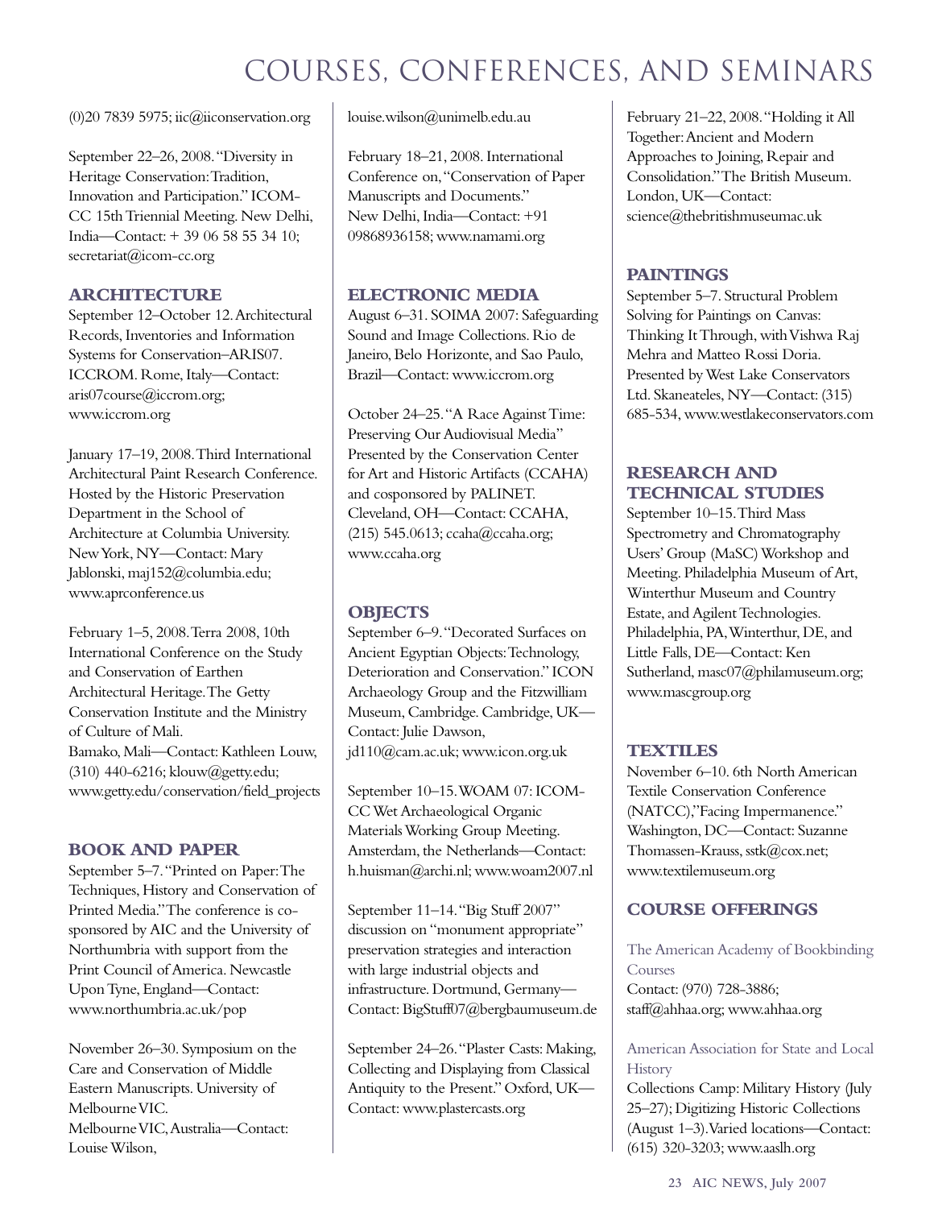# COURSES, CONFERENCES, AND SEMINARS

(0)20 7839 5975; iic@iiconservation.org

September 22–26, 2008. "Diversity in Heritage Conservation: Tradition, Innovation and Participation." ICOM-CC 15th Triennial Meeting. New Delhi, India—Contact: + 39 06 58 55 34 10; secretariat@icom-cc.org

## ARCHITECTURE

September 12–October 12. Architectural Records, Inventories and Information Systems for Conservation–ARIS07. ICCROM. Rome, Italy—Contact: aris07course@iccrom.org; www.iccrom.org

January 17–19, 2008. Third International Architectural Paint Research Conference. Hosted by the Historic Preservation Department in the School of Architecture at Columbia University. New York, NY—Contact: Mary Jablonski, maj152@columbia.edu; www.aprconference.us

February 1–5, 2008. Terra 2008, 10th International Conference on the Study and Conservation of Earthen Architectural Heritage. The Getty Conservation Institute and the Ministry of Culture of Mali. Bamako, Mali—Contact: Kathleen Louw, (310) 440-6216; klouw@getty.edu; www.getty.edu/conservation/field_projects

## BOOK AND PAPER

September 5–7. "Printed on Paper: The Techniques, History and Conservation of Printed Media." The conference is co-sponsored by AIC and the University of Northumbria with support from the Print Council of America. Newcastle Upon Tyne, England—Contact: www.northumbria.ac.uk/pop

November 26–30. Symposium on the Care and Conservation of Middle Eastern Manuscripts. University of Melbourne VIC. Melbourne VIC, Australia—Contact: Louise Wilson, louise.wilson@unimelb.edu.au

February 18–21, 2008. International Conference on, "Conservation of Paper Manuscripts and Documents." New Delhi, India—Contact: +91 09868936158; www.namami.org

## ELECTRONIC MEDIA

August 6–31. SOIMA 2007: Safeguarding Sound and Image Collections. Rio de Janeiro, Belo Horizonte, and Sao Paulo, Brazil—Contact: www.iccrom.org

October 24–25. "A Race Against Time: Preserving Our Audiovisual Media" Presented by the Conservation Center for Art and Historic Artifacts (CCAHA) and cosponsored by PALINET. Cleveland, OH—Contact: CCAHA, (215) 545.0613; ccaha@ccaha.org; www.ccaha.org

## OBJECTS

September 6–9. "Decorated Surfaces on Ancient Egyptian Objects: Technology, Deterioration and Conservation." ICON Archaeology Group and the Fitzwilliam Museum, Cambridge. Cambridge, UK—Contact: Julie Dawson, jd110@cam.ac.uk; www.icon.org.uk

September 10–15. WOAM 07: ICOM-CC Wet Archaeological Organic Materials Working Group Meeting. Amsterdam, the Netherlands—Contact: h.huisman@archi.nl; www.woam2007.nl

September 11–14. "Big Stuff 2007" discussion on "monument appropriate" preservation strategies and interaction with large industrial objects and infrastructure. Dortmund, Germany—Contact: BigStuff07@bergbaumuseum.de

September 24–26. "Plaster Casts: Making, Collecting and Displaying from Classical Antiquity to the Present." Oxford, UK—Contact: www.plastercasts.org

February 21–22, 2008. "Holding it All Together: Ancient and Modern Approaches to Joining, Repair and Consolidation." The British Museum. London, UK—Contact: science@thebritishmuseumac.uk

## PAINTINGS

September 5–7. Structural Problem Solving for Paintings on Canvas: Thinking It Through, with Vishwa Raj Mehra and Matteo Rossi Doria. Presented by West Lake Conservators Ltd. Skaneateles, NY—Contact: (315) 685-534, www.westlakeconservators.com

## RESEARCH AND TECHNICAL STUDIES

September 10–15. Third Mass Spectrometry and Chromatography Users' Group (MaSC) Workshop and Meeting. Philadelphia Museum of Art, Winterthur Museum and Country Estate, and Agilent Technologies. Philadelphia, PA, Winterthur, DE, and Little Falls, DE—Contact: Ken Sutherland, masc07@philamuseum.org; www.mascgroup.org

## TEXTILES

November 6–10. 6th North American Textile Conservation Conference (NATCC),"Facing Impermanence." Washington, DC—Contact: Suzanne Thomassen-Krauss, sstk@cox.net; www.textilemuseum.org

## COURSE OFFERINGS

The American Academy of Bookbinding Courses
Contact: (970) 728-3886; staff@ahhaa.org; www.ahhaa.org

American Association for State and Local History
Collections Camp: Military History (July 25–27); Digitizing Historic Collections (August 1–3). Varied locations—Contact: (615) 320-3203; www.aaslh.org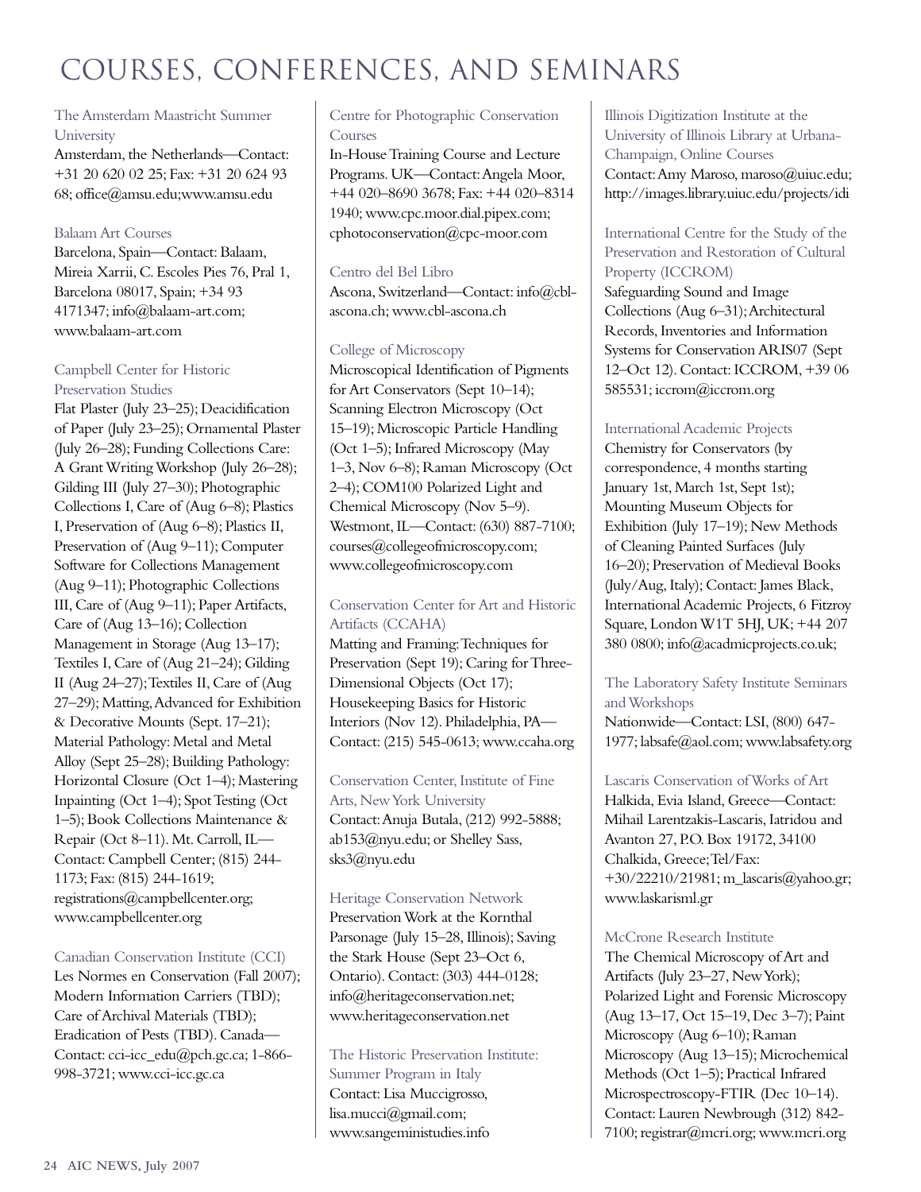# COURSES, CONFERENCES, AND SEMINARS

### The Amsterdam Maastricht Summer University

Amsterdam, the Netherlands—Contact: +31 20 620 02 25; Fax: +31 20 624 93 68; office@amsu.edu;www.amsu.edu

### Balaam Art Courses

Barcelona, Spain—Contact: Balaam, Mireia Xarrii, C. Escoles Pies 76, Pral 1, Barcelona 08017, Spain; +34 93 4171347; info@balaam-art.com; www.balaam-art.com

### Campbell Center for Historic Preservation Studies

Flat Plaster (July 23–25); Deacidification of Paper (July 23–25); Ornamental Plaster (July 26–28); Funding Collections Care: A Grant Writing Workshop (July 26–28); Gilding III (July 27–30); Photographic Collections I, Care of (Aug 6–8); Plastics I, Preservation of (Aug 6–8); Plastics II, Preservation of (Aug 9–11); Computer Software for Collections Management (Aug 9–11); Photographic Collections III, Care of (Aug 9–11); Paper Artifacts, Care of (Aug 13–16); Collection Management in Storage (Aug 13–17); Textiles I, Care of (Aug 21–24); Gilding II (Aug 24–27); Textiles II, Care of (Aug 27–29); Matting, Advanced for Exhibition & Decorative Mounts (Sept. 17–21); Material Pathology: Metal and Metal Alloy (Sept 25–28); Building Pathology: Horizontal Closure (Oct 1–4); Mastering Inpainting (Oct 1–4); Spot Testing (Oct 1–5); Book Collections Maintenance & Repair (Oct 8–11). Mt. Carroll, IL—Contact: Campbell Center; (815) 244-1173; Fax: (815) 244-1619; registrations@campbellcenter.org; www.campbellcenter.org

### Canadian Conservation Institute (CCI)

Les Normes en Conservation (Fall 2007); Modern Information Carriers (TBD); Care of Archival Materials (TBD); Eradication of Pests (TBD). Canada—Contact: cci-icc_edu@pch.gc.ca; 1-866-998-3721; www.cci-icc.gc.ca

### Centre for Photographic Conservation Courses

In-House Training Course and Lecture Programs. UK—Contact: Angela Moor, +44 020–8690 3678; Fax: +44 020–8314 1940; www.cpc.moor.dial.pipex.com; cphotoconservation@cpc-moor.com

### Centro del Bel Libro

Ascona, Switzerland—Contact: info@cbl-ascona.ch; www.cbl-ascona.ch

### College of Microscopy

Microscopical Identification of Pigments for Art Conservators (Sept 10–14); Scanning Electron Microscopy (Oct 15–19); Microscopic Particle Handling (Oct 1–5); Infrared Microscopy (May 1–3, Nov 6–8); Raman Microscopy (Oct 2–4); COM100 Polarized Light and Chemical Microscopy (Nov 5–9). Westmont, IL—Contact: (630) 887-7100; courses@collegeofmicroscopy.com; www.collegeofmicroscopy.com

### Conservation Center for Art and Historic Artifacts (CCAHA)

Matting and Framing: Techniques for Preservation (Sept 19); Caring for Three-Dimensional Objects (Oct 17); Housekeeping Basics for Historic Interiors (Nov 12). Philadelphia, PA—Contact: (215) 545-0613; www.ccaha.org

### Conservation Center, Institute of Fine Arts, New York University

Contact: Anuja Butala, (212) 992-5888; ab153@nyu.edu; or Shelley Sass, sks3@nyu.edu

### Heritage Conservation Network

Preservation Work at the Kornthal Parsonage (July 15–28, Illinois); Saving the Stark House (Sept 23–Oct 6, Ontario). Contact: (303) 444-0128; info@heritageconservation.net; www.heritageconservation.net

### The Historic Preservation Institute: Summer Program in Italy

Contact: Lisa Muccigrosso, lisa.mucci@gmail.com; www.sangeministudies.info

### Illinois Digitization Institute at the University of Illinois Library at Urbana-Champaign, Online Courses

Contact: Amy Maroso, maroso@uiuc.edu; http://images.library.uiuc.edu/projects/idi

### International Centre for the Study of the Preservation and Restoration of Cultural Property (ICCROM)

Safeguarding Sound and Image Collections (Aug 6–31); Architectural Records, Inventories and Information Systems for Conservation ARIS07 (Sept 12–Oct 12). Contact: ICCROM, +39 06 585531; iccrom@iccrom.org

### International Academic Projects

Chemistry for Conservators (by correspondence, 4 months starting January 1st, March 1st, Sept 1st); Mounting Museum Objects for Exhibition (July 17–19); New Methods of Cleaning Painted Surfaces (July 16–20); Preservation of Medieval Books (July/Aug, Italy); Contact: James Black, International Academic Projects, 6 Fitzroy Square, London W1T 5HJ, UK; +44 207 380 0800; info@acadmicprojects.co.uk;

### The Laboratory Safety Institute Seminars and Workshops

Nationwide—Contact: LSI, (800) 647-1977; labsafe@aol.com; www.labsafety.org

### Lascaris Conservation of Works of Art

Halkida, Evia Island, Greece—Contact: Mihail Larentzakis-Lascaris, Iatridou and Avanton 27, P.O. Box 19172, 34100 Chalkida, Greece; Tel/Fax: +30/22210/21981; m_lascaris@yahoo.gr; www.laskarisml.gr

### McCrone Research Institute

The Chemical Microscopy of Art and Artifacts (July 23–27, New York); Polarized Light and Forensic Microscopy (Aug 13–17, Oct 15–19, Dec 3–7); Paint Microscopy (Aug 6–10); Raman Microscopy (Aug 13–15); Microchemical Methods (Oct 1–5); Practical Infrared Microspectroscopy-FTIR (Dec 10–14). Contact: Lauren Newbrough (312) 842-7100; registrar@mcri.org; www.mcri.org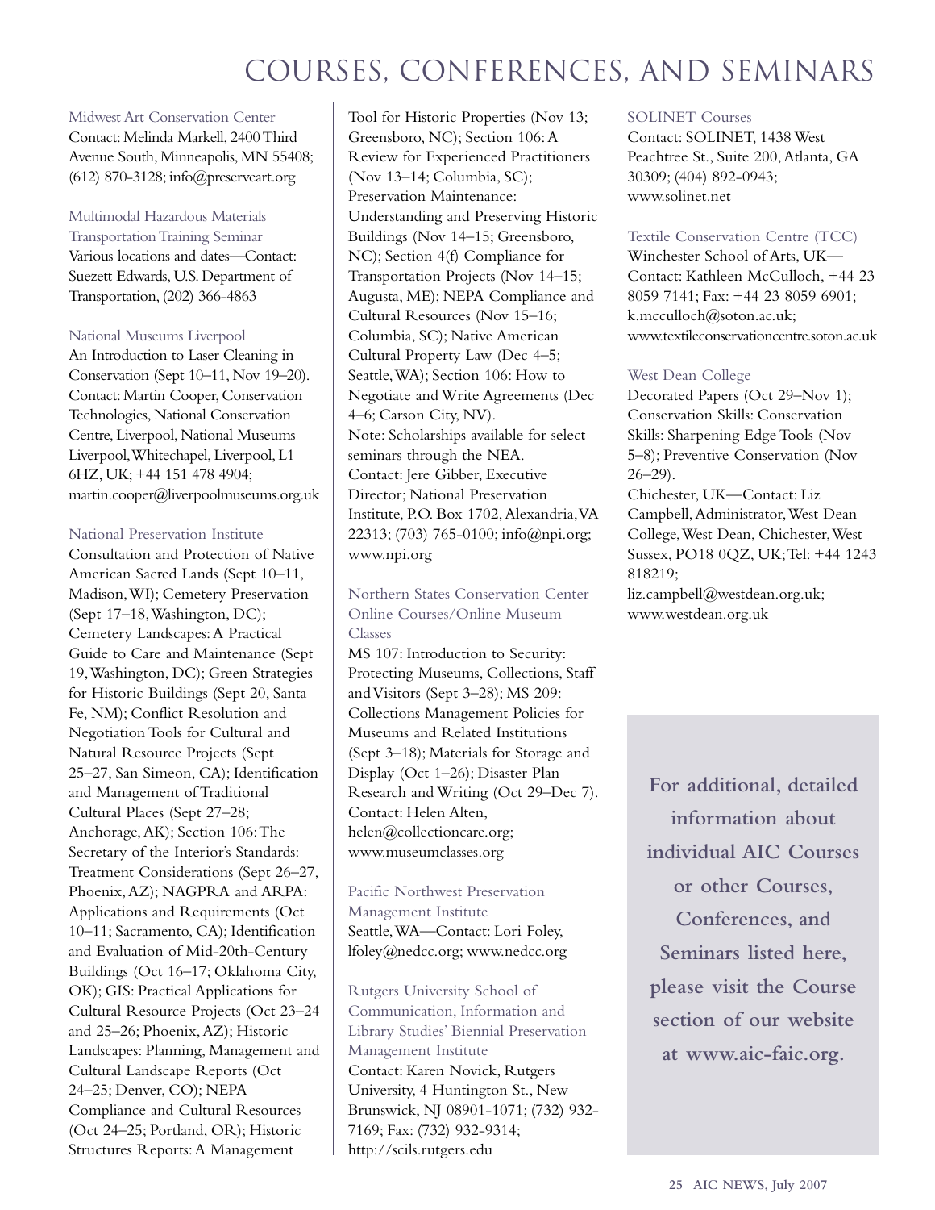# COURSES, CONFERENCES, AND SEMINARS

Midwest Art Conservation Center
Contact: Melinda Markell, 2400 Third Avenue South, Minneapolis, MN 55408; (612) 870-3128; info@preserveart.org

Multimodal Hazardous Materials Transportation Training Seminar
Various locations and dates—Contact: Suezett Edwards, U.S. Department of Transportation, (202) 366-4863

National Museums Liverpool
An Introduction to Laser Cleaning in Conservation (Sept 10–11, Nov 19–20). Contact: Martin Cooper, Conservation Technologies, National Conservation Centre, Liverpool, National Museums Liverpool, Whitechapel, Liverpool, L1 6HZ, UK; +44 151 478 4904; martin.cooper@liverpoolmuseums.org.uk

National Preservation Institute
Consultation and Protection of Native American Sacred Lands (Sept 10–11, Madison, WI); Cemetery Preservation (Sept 17–18, Washington, DC); Cemetery Landscapes: A Practical Guide to Care and Maintenance (Sept 19, Washington, DC); Green Strategies for Historic Buildings (Sept 20, Santa Fe, NM); Conflict Resolution and Negotiation Tools for Cultural and Natural Resource Projects (Sept 25–27, San Simeon, CA); Identification and Management of Traditional Cultural Places (Sept 27–28; Anchorage, AK); Section 106: The Secretary of the Interior's Standards: Treatment Considerations (Sept 26–27, Phoenix, AZ); NAGPRA and ARPA: Applications and Requirements (Oct 10–11; Sacramento, CA); Identification and Evaluation of Mid-20th-Century Buildings (Oct 16–17; Oklahoma City, OK); GIS: Practical Applications for Cultural Resource Projects (Oct 23–24 and 25–26; Phoenix, AZ); Historic Landscapes: Planning, Management and Cultural Landscape Reports (Oct 24–25; Denver, CO); NEPA Compliance and Cultural Resources (Oct 24–25; Portland, OR); Historic Structures Reports: A Management Tool for Historic Properties (Nov 13; Greensboro, NC); Section 106: A Review for Experienced Practitioners (Nov 13–14; Columbia, SC); Preservation Maintenance: Understanding and Preserving Historic Buildings (Nov 14–15; Greensboro, NC); Section 4(f) Compliance for Transportation Projects (Nov 14–15; Augusta, ME); NEPA Compliance and Cultural Resources (Nov 15–16; Columbia, SC); Native American Cultural Property Law (Dec 4–5; Seattle, WA); Section 106: How to Negotiate and Write Agreements (Dec 4–6; Carson City, NV).
Note: Scholarships available for select seminars through the NEA.
Contact: Jere Gibber, Executive Director; National Preservation Institute, P.O. Box 1702, Alexandria, VA 22313; (703) 765-0100; info@npi.org; www.npi.org

Northern States Conservation Center Online Courses/Online Museum Classes
MS 107: Introduction to Security: Protecting Museums, Collections, Staff and Visitors (Sept 3–28); MS 209: Collections Management Policies for Museums and Related Institutions (Sept 3–18); Materials for Storage and Display (Oct 1–26); Disaster Plan Research and Writing (Oct 29–Dec 7). Contact: Helen Alten, helen@collectioncare.org; www.museumclasses.org

Pacific Northwest Preservation Management Institute
Seattle, WA—Contact: Lori Foley, lfoley@nedcc.org; www.nedcc.org

Rutgers University School of Communication, Information and Library Studies' Biennial Preservation Management Institute
Contact: Karen Novick, Rutgers University, 4 Huntington St., New Brunswick, NJ 08901-1071; (732) 932-7169; Fax: (732) 932-9314; http://scils.rutgers.edu

SOLINET Courses
Contact: SOLINET, 1438 West Peachtree St., Suite 200, Atlanta, GA 30309; (404) 892-0943; www.solinet.net

Textile Conservation Centre (TCC)
Winchester School of Arts, UK—Contact: Kathleen McCulloch, +44 23 8059 7141; Fax: +44 23 8059 6901; k.mcculloch@soton.ac.uk; www.textileconservationcentre.soton.ac.uk

West Dean College
Decorated Papers (Oct 29–Nov 1); Conservation Skills: Conservation Skills: Sharpening Edge Tools (Nov 5–8); Preventive Conservation (Nov 26–29).
Chichester, UK—Contact: Liz Campbell, Administrator, West Dean College, West Dean, Chichester, West Sussex, PO18 0QZ, UK; Tel: +44 1243 818219; liz.campbell@westdean.org.uk; www.westdean.org.uk

**For additional, detailed information about individual AIC Courses or other Courses, Conferences, and Seminars listed here, please visit the Course section of our website at www.aic-faic.org.**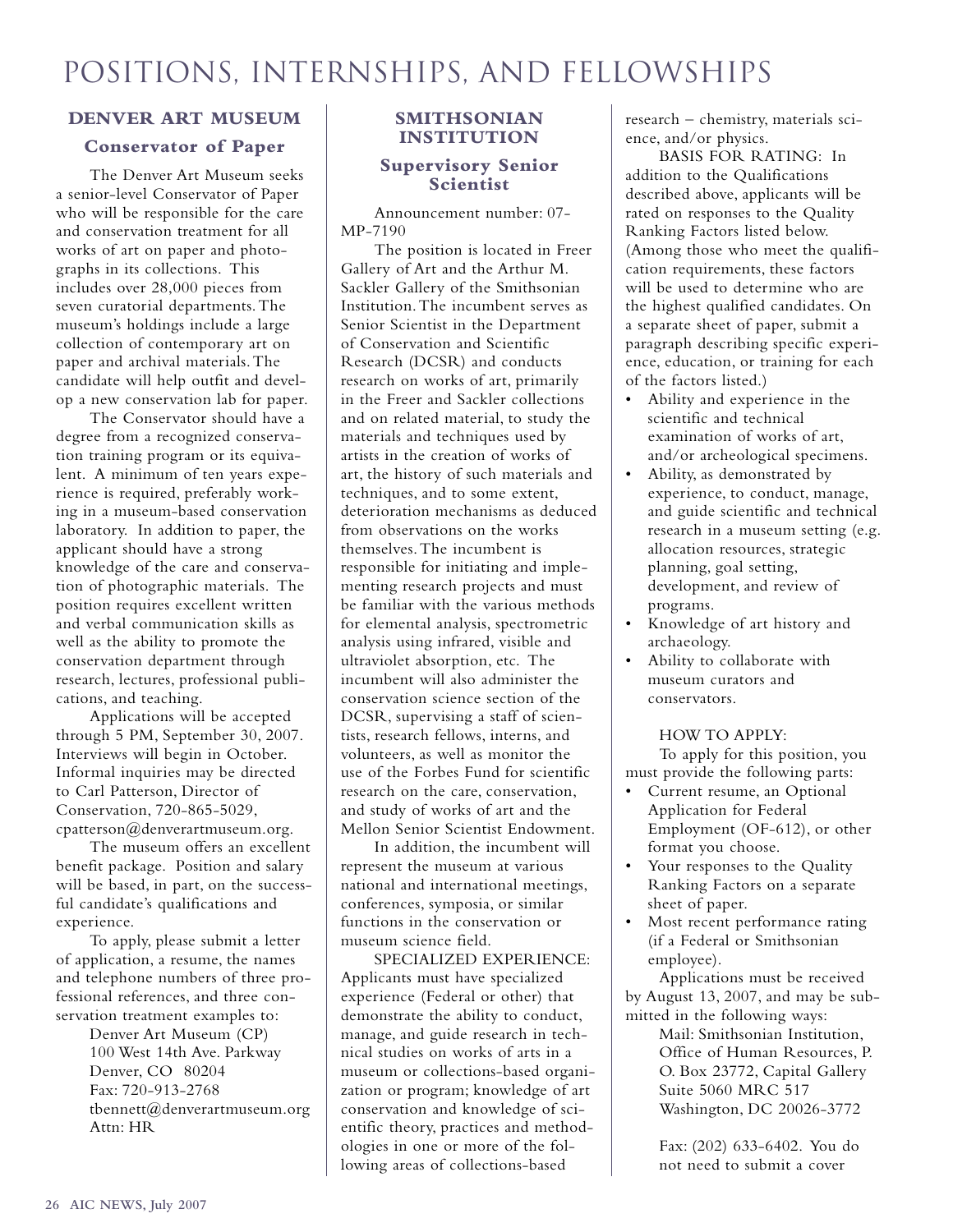# POSITIONS, INTERNSHIPS, AND FELLOWSHIPS

## DENVER ART MUSEUM

### Conservator of Paper

The Denver Art Museum seeks a senior-level Conservator of Paper who will be responsible for the care and conservation treatment for all works of art on paper and photographs in its collections. This includes over 28,000 pieces from seven curatorial departments. The museum's holdings include a large collection of contemporary art on paper and archival materials. The candidate will help outfit and develop a new conservation lab for paper.

The Conservator should have a degree from a recognized conservation training program or its equivalent. A minimum of ten years experience is required, preferably working in a museum-based conservation laboratory. In addition to paper, the applicant should have a strong knowledge of the care and conservation of photographic materials. The position requires excellent written and verbal communication skills as well as the ability to promote the conservation department through research, lectures, professional publications, and teaching.

Applications will be accepted through 5 PM, September 30, 2007. Interviews will begin in October. Informal inquiries may be directed to Carl Patterson, Director of Conservation, 720-865-5029, cpatterson@denverartmuseum.org.

The museum offers an excellent benefit package. Position and salary will be based, in part, on the successful candidate's qualifications and experience.

To apply, please submit a letter of application, a resume, the names and telephone numbers of three professional references, and three conservation treatment examples to:

Denver Art Museum (CP)
100 West 14th Ave. Parkway
Denver, CO 80204
Fax: 720-913-2768
tbennett@denverartmuseum.org
Attn: HR

## SMITHSONIAN INSTITUTION

### Supervisory Senior Scientist

Announcement number: 07-MP-7190

The position is located in Freer Gallery of Art and the Arthur M. Sackler Gallery of the Smithsonian Institution. The incumbent serves as Senior Scientist in the Department of Conservation and Scientific Research (DCSR) and conducts research on works of art, primarily in the Freer and Sackler collections and on related material, to study the materials and techniques used by artists in the creation of works of art, the history of such materials and techniques, and to some extent, deterioration mechanisms as deduced from observations on the works themselves. The incumbent is responsible for initiating and implementing research projects and must be familiar with the various methods for elemental analysis, spectrometric analysis using infrared, visible and ultraviolet absorption, etc. The incumbent will also administer the conservation science section of the DCSR, supervising a staff of scientists, research fellows, interns, and volunteers, as well as monitor the use of the Forbes Fund for scientific research on the care, conservation, and study of works of art and the Mellon Senior Scientist Endowment.

In addition, the incumbent will represent the museum at various national and international meetings, conferences, symposia, or similar functions in the conservation or museum science field.

SPECIALIZED EXPERIENCE: Applicants must have specialized experience (Federal or other) that demonstrate the ability to conduct, manage, and guide research in technical studies on works of arts in a museum or collections-based organization or program; knowledge of art conservation and knowledge of scientific theory, practices and methodologies in one or more of the following areas of collections-based research – chemistry, materials science, and/or physics.

BASIS FOR RATING: In addition to the Qualifications described above, applicants will be rated on responses to the Quality Ranking Factors listed below. (Among those who meet the qualification requirements, these factors will be used to determine who are the highest qualified candidates. On a separate sheet of paper, submit a paragraph describing specific experience, education, or training for each of the factors listed.)

- Ability and experience in the scientific and technical examination of works of art, and/or archeological specimens.
- Ability, as demonstrated by experience, to conduct, manage, and guide scientific and technical research in a museum setting (e.g. allocation resources, strategic planning, goal setting, development, and review of programs.
- Knowledge of art history and archaeology.
- Ability to collaborate with museum curators and conservators.

HOW TO APPLY:

To apply for this position, you must provide the following parts:

- Current resume, an Optional Application for Federal Employment (OF-612), or other format you choose.
- Your responses to the Quality Ranking Factors on a separate sheet of paper.
- Most recent performance rating (if a Federal or Smithsonian employee).

Applications must be received by August 13, 2007, and may be submitted in the following ways:

Mail: Smithsonian Institution, Office of Human Resources, P. O. Box 23772, Capital Gallery Suite 5060 MRC 517 Washington, DC 20026-3772

Fax: (202) 633-6402. You do not need to submit a cover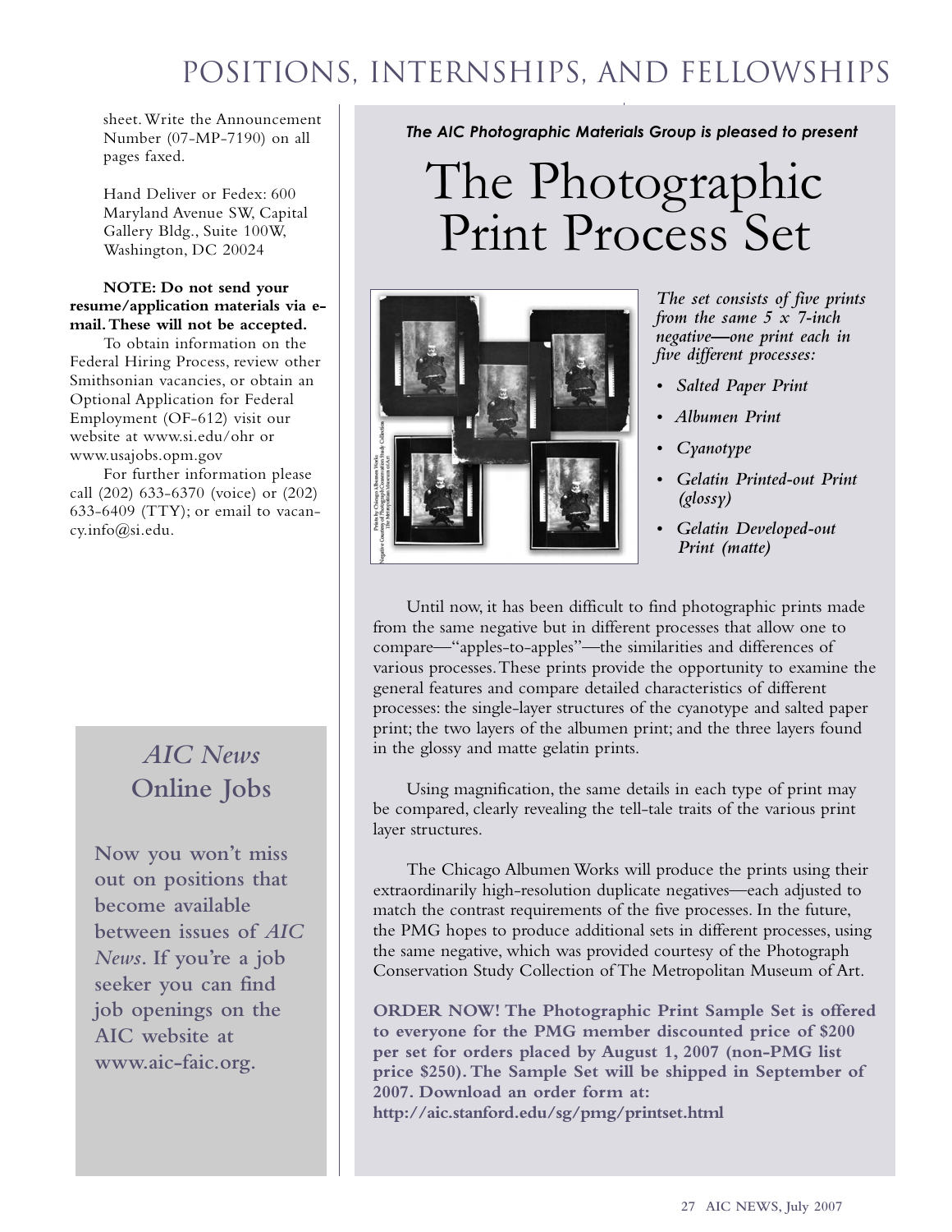sheet. Write the Announcement Number (07-MP-7190) on all pages faxed.

Hand Deliver or Fedex: 600 Maryland Avenue SW, Capital Gallery Bldg., Suite 100W, Washington, DC 20024

**NOTE: Do not send your resume/application materials via e-mail. These will not be accepted.**

To obtain information on the Federal Hiring Process, review other Smithsonian vacancies, or obtain an Optional Application for Federal Employment (OF-612) visit our website at www.si.edu/ohr or www.usajobs.opm.gov

For further information please call (202) 633-6370 (voice) or (202) 633-6409 (TTY); or email to vacancy.info@si.edu.

## *AIC News* Online Jobs

**Now you won't miss out on positions that become available between issues of *AIC News*. If you're a job seeker you can find job openings on the AIC website at www.aic-faic.org.**

***The AIC Photographic Materials Group is pleased to present***

# The Photographic Print Process Set

Prints by Chicago Albumen Works
Negative Courtesy of Photograph Conservation Study Collection
The Metropolitan Museum of Art

*The set consists of five prints from the same 5 x 7-inch negative—one print each in five different processes:*

- *Salted Paper Print*
- *Albumen Print*
- *Cyanotype*
- *Gelatin Printed-out Print (glossy)*
- *Gelatin Developed-out Print (matte)*

Until now, it has been difficult to find photographic prints made from the same negative but in different processes that allow one to compare—"apples-to-apples"—the similarities and differences of various processes. These prints provide the opportunity to examine the general features and compare detailed characteristics of different processes: the single-layer structures of the cyanotype and salted paper print; the two layers of the albumen print; and the three layers found in the glossy and matte gelatin prints.

Using magnification, the same details in each type of print may be compared, clearly revealing the tell-tale traits of the various print layer structures.

The Chicago Albumen Works will produce the prints using their extraordinarily high-resolution duplicate negatives—each adjusted to match the contrast requirements of the five processes. In the future, the PMG hopes to produce additional sets in different processes, using the same negative, which was provided courtesy of the Photograph Conservation Study Collection of The Metropolitan Museum of Art.

**ORDER NOW! The Photographic Print Sample Set is offered to everyone for the PMG member discounted price of $200 per set for orders placed by August 1, 2007 (non-PMG list price $250). The Sample Set will be shipped in September of 2007. Download an order form at: http://aic.stanford.edu/sg/pmg/printset.html**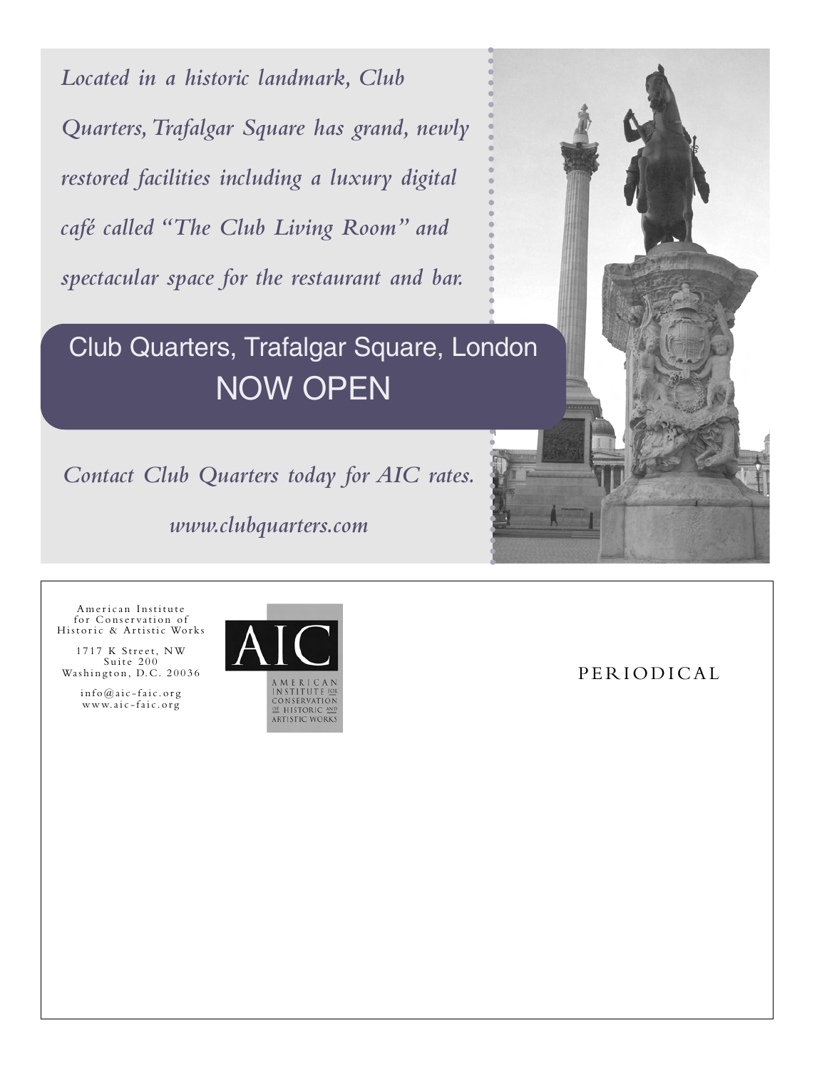*Located in a historic landmark, Club Quarters, Trafalgar Square has grand, newly restored facilities including a luxury digital café called "The Club Living Room" and spectacular space for the restaurant and bar.*

## Club Quarters, Trafalgar Square, London
## NOW OPEN

*Contact Club Quarters today for AIC rates.*

*www.clubquarters.com*

American Institute for Conservation of Historic & Artistic Works

1717 K Street, NW
Suite 200
Washington, D.C. 20036

info@aic-faic.org
www.aic-faic.org

AIC
AMERICAN INSTITUTE FOR CONSERVATION OF HISTORIC AND ARTISTIC WORKS

PERIODICAL